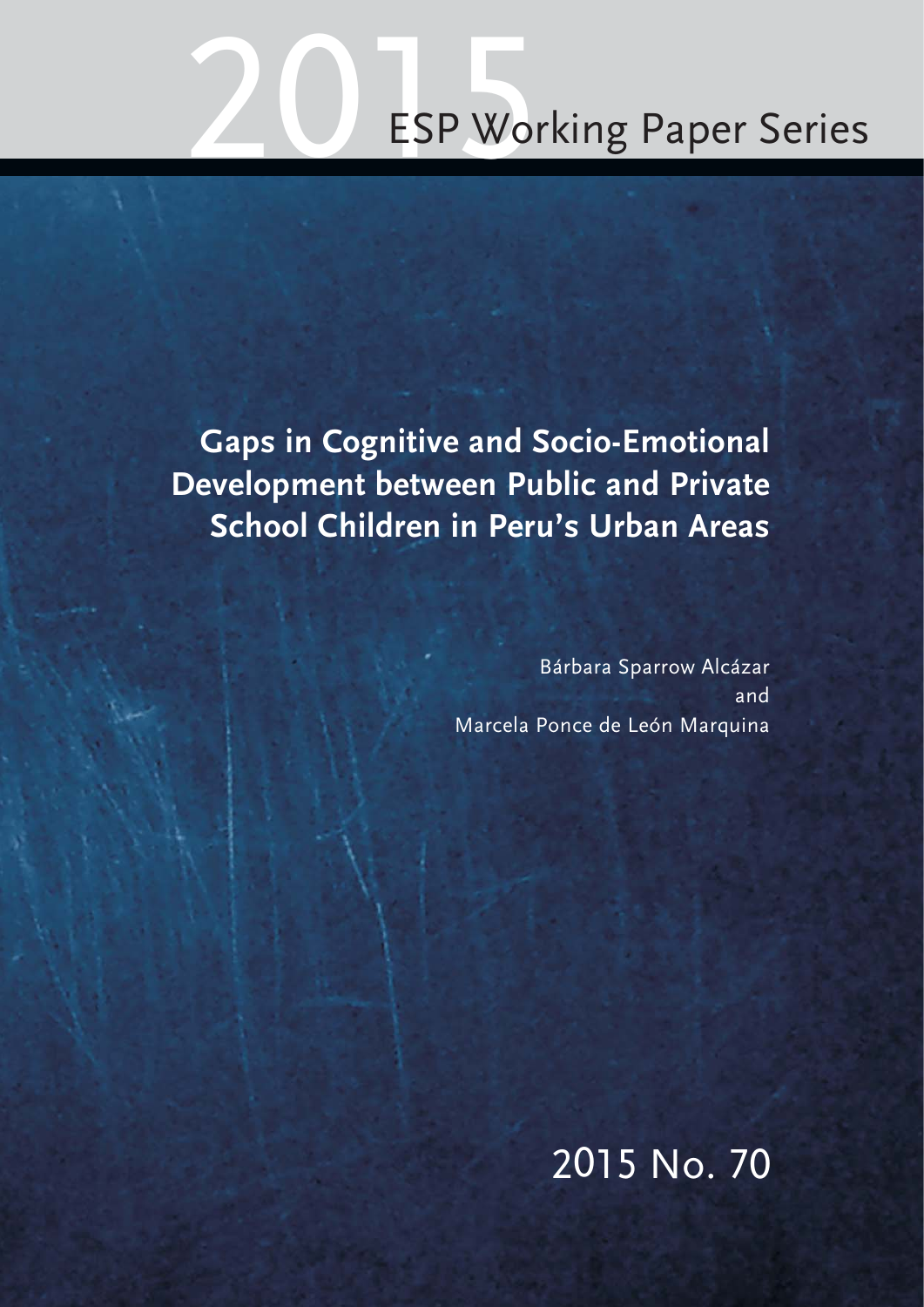2015 ESP Working Paper Series

# Gaps in Cognitive and Socio-Emotional Development between Public and Private School Children in Peru's Urban Areas

Bárbara Sparrow Alcázar
and
Marcela Ponce de León Marquina

2015 No. 70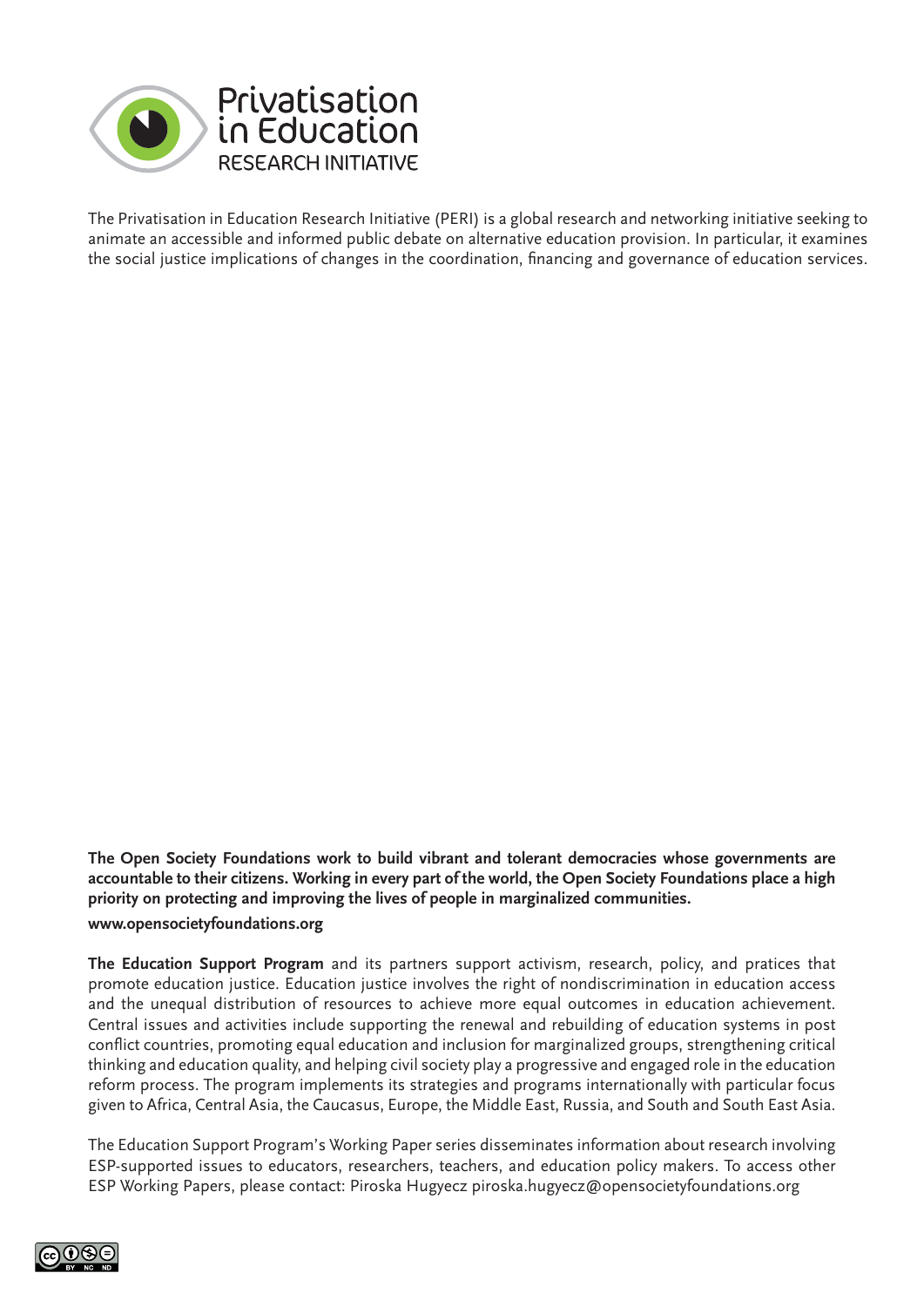Privatisation in Education
RESEARCH INITIATIVE

The Privatisation in Education Research Initiative (PERI) is a global research and networking initiative seeking to animate an accessible and informed public debate on alternative education provision. In particular, it examines the social justice implications of changes in the coordination, financing and governance of education services.

**The Open Society Foundations work to build vibrant and tolerant democracies whose governments are accountable to their citizens. Working in every part of the world, the Open Society Foundations place a high priority on protecting and improving the lives of people in marginalized communities.**

**www.opensocietyfoundations.org**

**The Education Support Program** and its partners support activism, research, policy, and pratices that promote education justice. Education justice involves the right of nondiscrimination in education access and the unequal distribution of resources to achieve more equal outcomes in education achievement. Central issues and activities include supporting the renewal and rebuilding of education systems in post conflict countries, promoting equal education and inclusion for marginalized groups, strengthening critical thinking and education quality, and helping civil society play a progressive and engaged role in the education reform process. The program implements its strategies and programs internationally with particular focus given to Africa, Central Asia, the Caucasus, Europe, the Middle East, Russia, and South and South East Asia.

The Education Support Program's Working Paper series disseminates information about research involving ESP-supported issues to educators, researchers, teachers, and education policy makers. To access other ESP Working Papers, please contact: Piroska Hugyecz piroska.hugyecz@opensocietyfoundations.org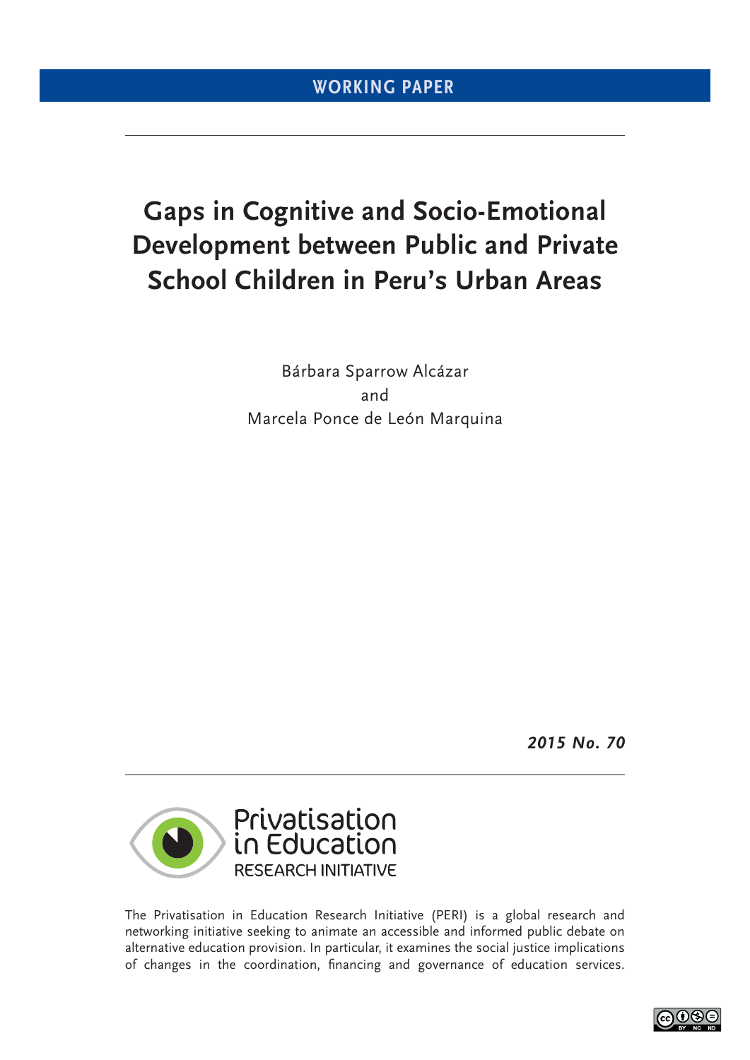**WORKING PAPER**

# Gaps in Cognitive and Socio-Emotional Development between Public and Private School Children in Peru's Urban Areas

Bárbara Sparrow Alcázar
and
Marcela Ponce de León Marquina

***2015 No. 70***

Privatisation in Education
RESEARCH INITIATIVE

The Privatisation in Education Research Initiative (PERI) is a global research and networking initiative seeking to animate an accessible and informed public debate on alternative education provision. In particular, it examines the social justice implications of changes in the coordination, financing and governance of education services.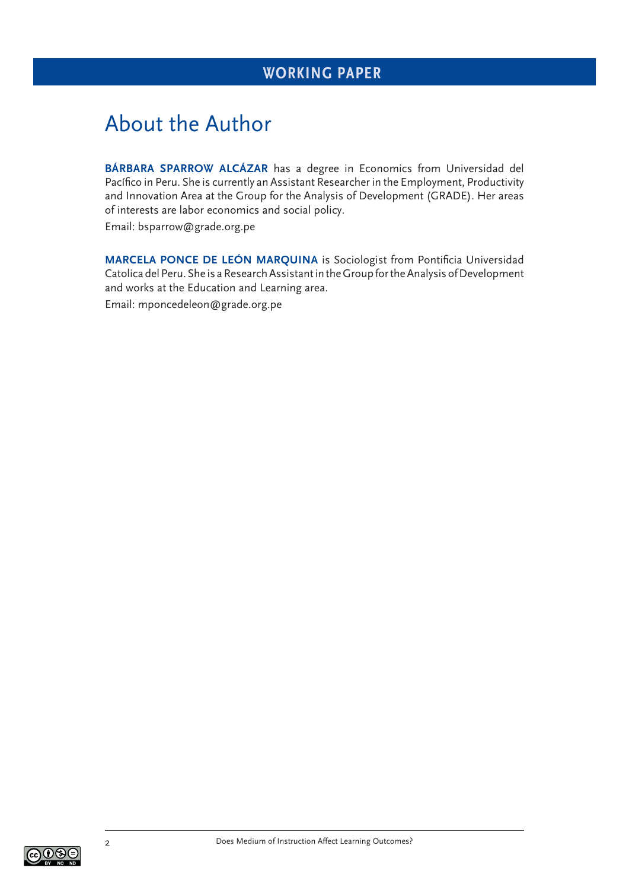# About the Author

**BÁRBARA SPARROW ALCÁZAR** has a degree in Economics from Universidad del Pacífico in Peru. She is currently an Assistant Researcher in the Employment, Productivity and Innovation Area at the Group for the Analysis of Development (GRADE). Her areas of interests are labor economics and social policy.

Email: bsparrow@grade.org.pe

**MARCELA PONCE DE LEÓN MARQUINA** is Sociologist from Pontificia Universidad Catolica del Peru. She is a Research Assistant in the Group for the Analysis of Development and works at the Education and Learning area.

Email: mponcedeleon@grade.org.pe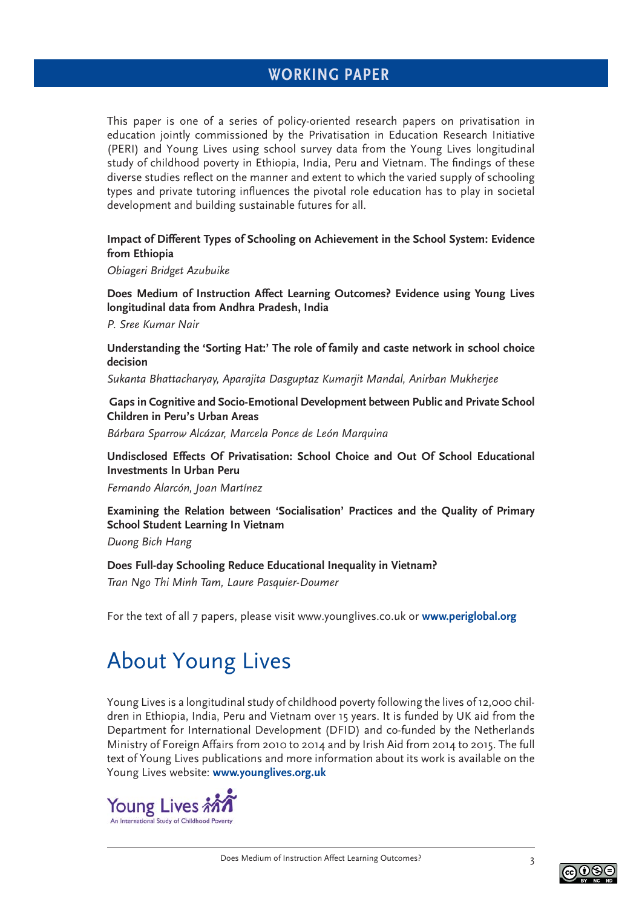## WORKING PAPER

This paper is one of a series of policy-oriented research papers on privatisation in education jointly commissioned by the Privatisation in Education Research Initiative (PERI) and Young Lives using school survey data from the Young Lives longitudinal study of childhood poverty in Ethiopia, India, Peru and Vietnam. The findings of these diverse studies reflect on the manner and extent to which the varied supply of schooling types and private tutoring influences the pivotal role education has to play in societal development and building sustainable futures for all.

**Impact of Different Types of Schooling on Achievement in the School System: Evidence from Ethiopia**

*Obiageri Bridget Azubuike*

**Does Medium of Instruction Affect Learning Outcomes? Evidence using Young Lives longitudinal data from Andhra Pradesh, India**

*P. Sree Kumar Nair*

**Understanding the 'Sorting Hat:' The role of family and caste network in school choice decision**

*Sukanta Bhattacharyay, Aparajita Dasguptaz Kumarjit Mandal, Anirban Mukherjee*

**Gaps in Cognitive and Socio-Emotional Development between Public and Private School Children in Peru's Urban Areas**

*Bárbara Sparrow Alcázar, Marcela Ponce de León Marquina*

**Undisclosed Effects Of Privatisation: School Choice and Out Of School Educational Investments In Urban Peru**

*Fernando Alarcón, Joan Martínez*

**Examining the Relation between 'Socialisation' Practices and the Quality of Primary School Student Learning In Vietnam**

*Duong Bich Hang*

**Does Full-day Schooling Reduce Educational Inequality in Vietnam?**

*Tran Ngo Thi Minh Tam, Laure Pasquier-Doumer*

For the text of all 7 papers, please visit www.younglives.co.uk or **www.periglobal.org**

# About Young Lives

Young Lives is a longitudinal study of childhood poverty following the lives of 12,000 children in Ethiopia, India, Peru and Vietnam over 15 years. It is funded by UK aid from the Department for International Development (DFID) and co-funded by the Netherlands Ministry of Foreign Affairs from 2010 to 2014 and by Irish Aid from 2014 to 2015. The full text of Young Lives publications and more information about its work is available on the Young Lives website: **www.younglives.org.uk**

Young Lives
An International Study of Childhood Poverty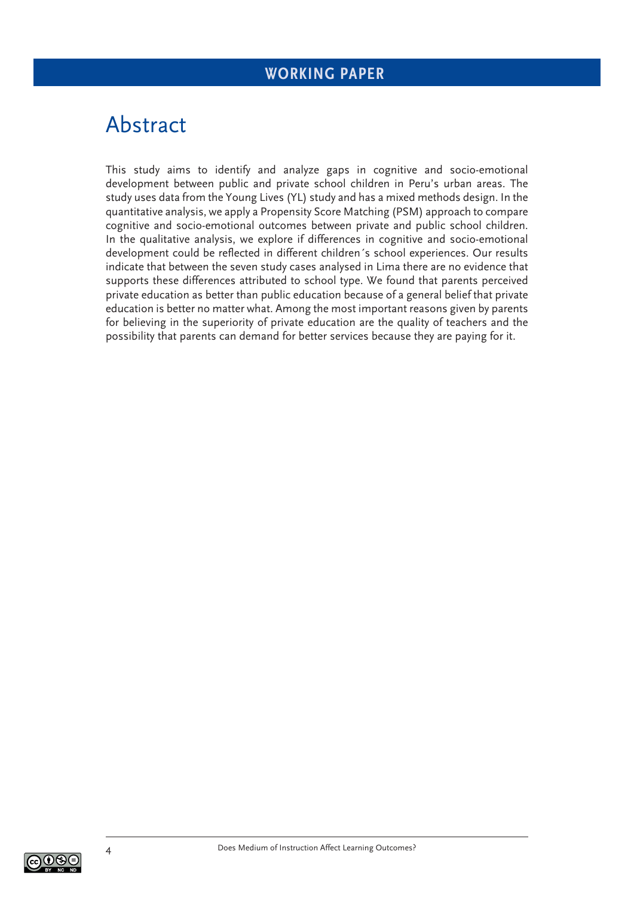# Abstract

This study aims to identify and analyze gaps in cognitive and socio-emotional development between public and private school children in Peru's urban areas. The study uses data from the Young Lives (YL) study and has a mixed methods design. In the quantitative analysis, we apply a Propensity Score Matching (PSM) approach to compare cognitive and socio-emotional outcomes between private and public school children. In the qualitative analysis, we explore if differences in cognitive and socio-emotional development could be reflected in different children´s school experiences. Our results indicate that between the seven study cases analysed in Lima there are no evidence that supports these differences attributed to school type. We found that parents perceived private education as better than public education because of a general belief that private education is better no matter what. Among the most important reasons given by parents for believing in the superiority of private education are the quality of teachers and the possibility that parents can demand for better services because they are paying for it.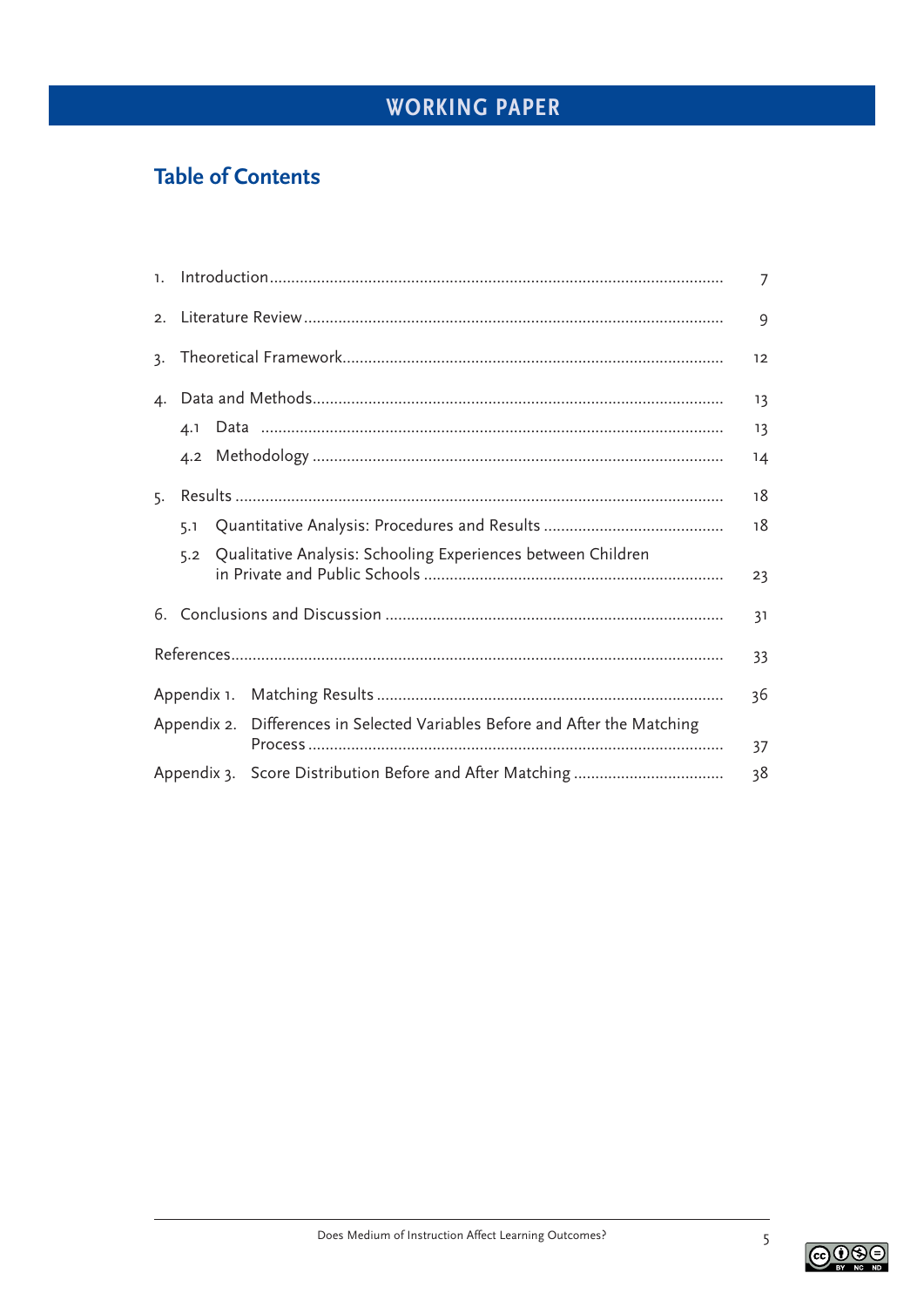WORKING PAPER

## Table of Contents

| | |
|---|---|
| 1. Introduction | 7 |
| 2. Literature Review | 9 |
| 3. Theoretical Framework | 12 |
| 4. Data and Methods | 13 |
| 4.1 Data | 13 |
| 4.2 Methodology | 14 |
| 5. Results | 18 |
| 5.1 Quantitative Analysis: Procedures and Results | 18 |
| 5.2 Qualitative Analysis: Schooling Experiences between Children in Private and Public Schools | 23 |
| 6. Conclusions and Discussion | 31 |
| References | 33 |
| Appendix 1. Matching Results | 36 |
| Appendix 2. Differences in Selected Variables Before and After the Matching Process | 37 |
| Appendix 3. Score Distribution Before and After Matching | 38 |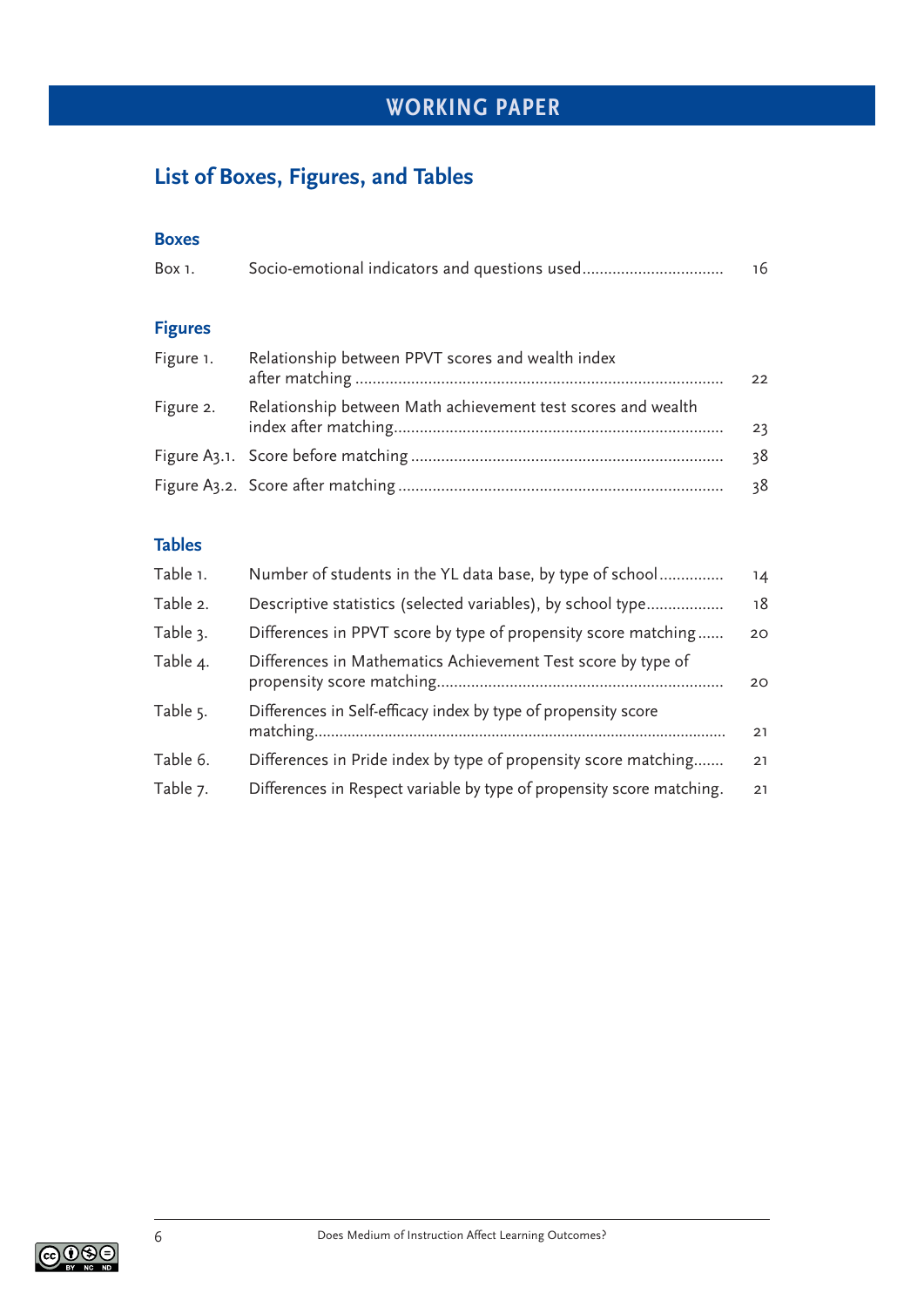## List of Boxes, Figures, and Tables

### Boxes

| | | |
|---|---|---|
| Box 1. | Socio-emotional indicators and questions used | 16 |

### Figures

| | | |
|---|---|---|
| Figure 1. | Relationship between PPVT scores and wealth index after matching | 22 |
| Figure 2. | Relationship between Math achievement test scores and wealth index after matching | 23 |
| Figure A3.1. | Score before matching | 38 |
| Figure A3.2. | Score after matching | 38 |

### Tables

| | | |
|---|---|---|
| Table 1. | Number of students in the YL data base, by type of school | 14 |
| Table 2. | Descriptive statistics (selected variables), by school type | 18 |
| Table 3. | Differences in PPVT score by type of propensity score matching | 20 |
| Table 4. | Differences in Mathematics Achievement Test score by type of propensity score matching | 20 |
| Table 5. | Differences in Self-efficacy index by type of propensity score matching | 21 |
| Table 6. | Differences in Pride index by type of propensity score matching | 21 |
| Table 7. | Differences in Respect variable by type of propensity score matching | 21 |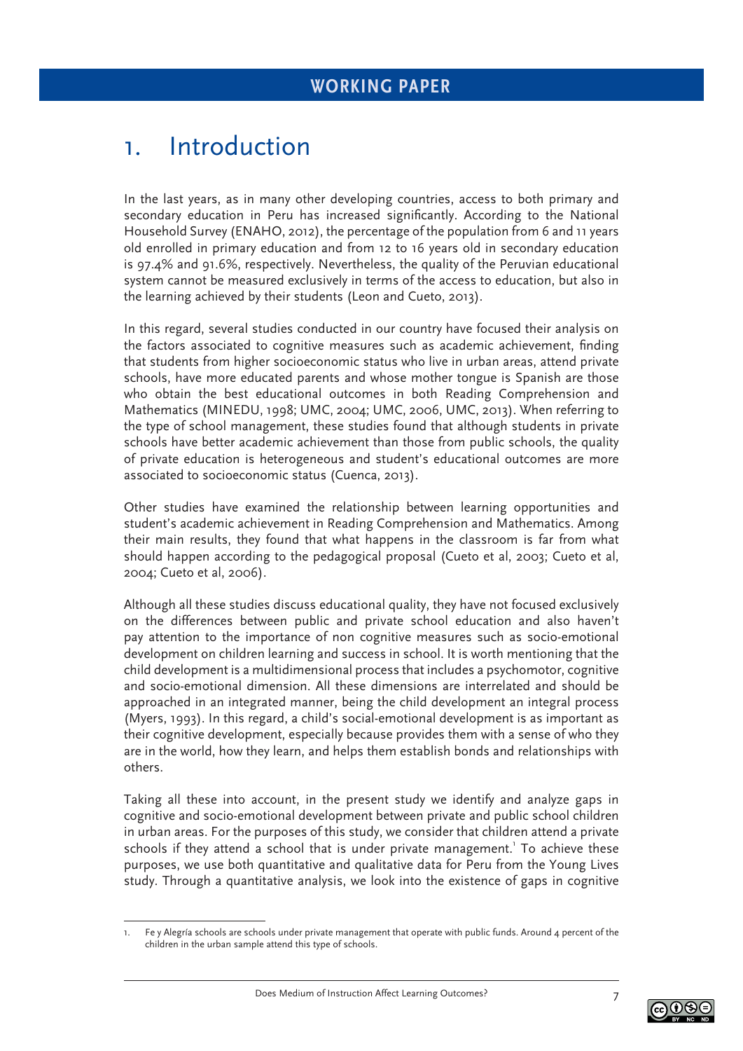# 1. Introduction

In the last years, as in many other developing countries, access to both primary and secondary education in Peru has increased significantly. According to the National Household Survey (ENAHO, 2012), the percentage of the population from 6 and 11 years old enrolled in primary education and from 12 to 16 years old in secondary education is 97.4% and 91.6%, respectively. Nevertheless, the quality of the Peruvian educational system cannot be measured exclusively in terms of the access to education, but also in the learning achieved by their students (Leon and Cueto, 2013).

In this regard, several studies conducted in our country have focused their analysis on the factors associated to cognitive measures such as academic achievement, finding that students from higher socioeconomic status who live in urban areas, attend private schools, have more educated parents and whose mother tongue is Spanish are those who obtain the best educational outcomes in both Reading Comprehension and Mathematics (MINEDU, 1998; UMC, 2004; UMC, 2006, UMC, 2013). When referring to the type of school management, these studies found that although students in private schools have better academic achievement than those from public schools, the quality of private education is heterogeneous and student's educational outcomes are more associated to socioeconomic status (Cuenca, 2013).

Other studies have examined the relationship between learning opportunities and student's academic achievement in Reading Comprehension and Mathematics. Among their main results, they found that what happens in the classroom is far from what should happen according to the pedagogical proposal (Cueto et al, 2003; Cueto et al, 2004; Cueto et al, 2006).

Although all these studies discuss educational quality, they have not focused exclusively on the differences between public and private school education and also haven't pay attention to the importance of non cognitive measures such as socio-emotional development on children learning and success in school. It is worth mentioning that the child development is a multidimensional process that includes a psychomotor, cognitive and socio-emotional dimension. All these dimensions are interrelated and should be approached in an integrated manner, being the child development an integral process (Myers, 1993). In this regard, a child's social-emotional development is as important as their cognitive development, especially because provides them with a sense of who they are in the world, how they learn, and helps them establish bonds and relationships with others.

Taking all these into account, in the present study we identify and analyze gaps in cognitive and socio-emotional development between private and public school children in urban areas. For the purposes of this study, we consider that children attend a private schools if they attend a school that is under private management.[1] To achieve these purposes, we use both quantitative and qualitative data for Peru from the Young Lives study. Through a quantitative analysis, we look into the existence of gaps in cognitive

1. Fe y Alegría schools are schools under private management that operate with public funds. Around 4 percent of the children in the urban sample attend this type of schools.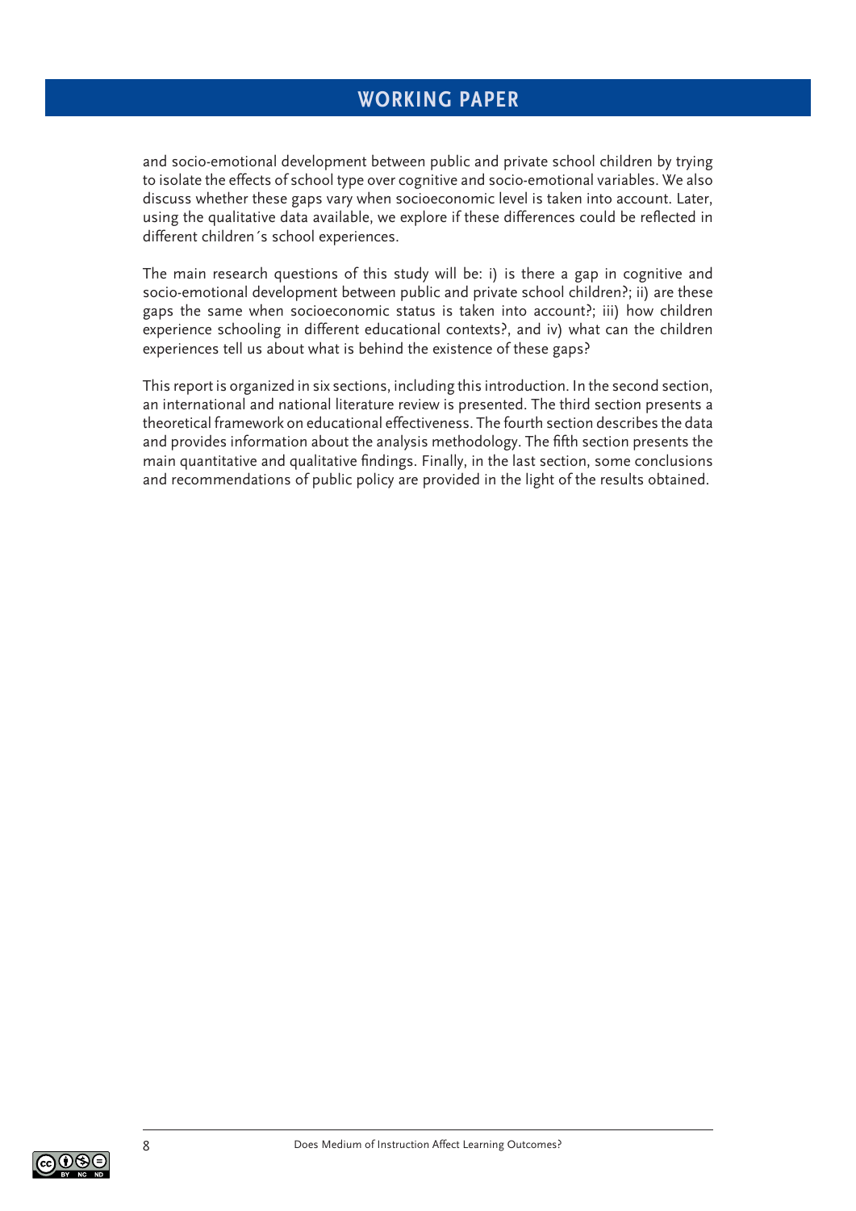and socio-emotional development between public and private school children by trying to isolate the effects of school type over cognitive and socio-emotional variables. We also discuss whether these gaps vary when socioeconomic level is taken into account. Later, using the qualitative data available, we explore if these differences could be reflected in different children´s school experiences.

The main research questions of this study will be: i) is there a gap in cognitive and socio-emotional development between public and private school children?; ii) are these gaps the same when socioeconomic status is taken into account?; iii) how children experience schooling in different educational contexts?, and iv) what can the children experiences tell us about what is behind the existence of these gaps?

This report is organized in six sections, including this introduction. In the second section, an international and national literature review is presented. The third section presents a theoretical framework on educational effectiveness. The fourth section describes the data and provides information about the analysis methodology. The fifth section presents the main quantitative and qualitative findings. Finally, in the last section, some conclusions and recommendations of public policy are provided in the light of the results obtained.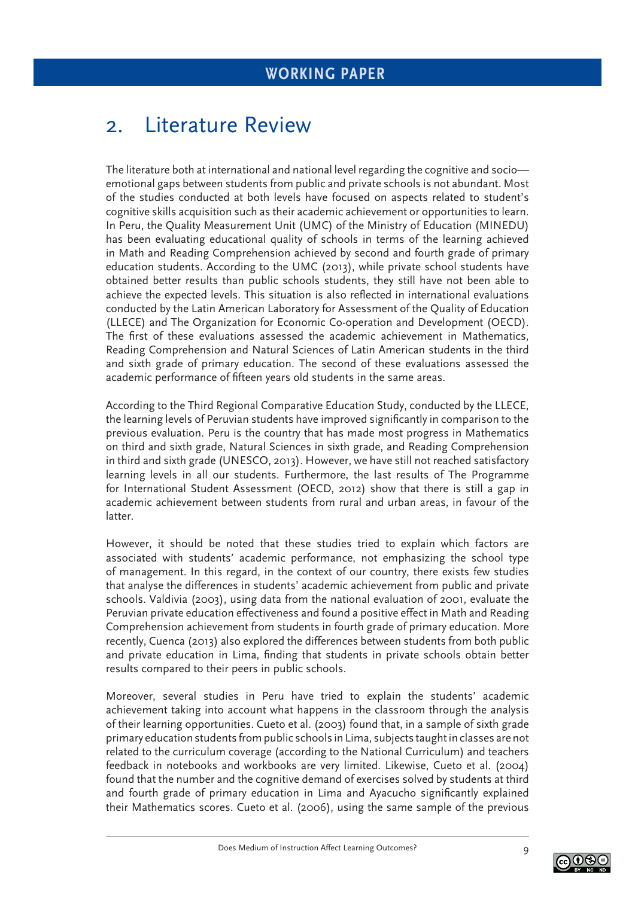## 2. Literature Review

The literature both at international and national level regarding the cognitive and socio—emotional gaps between students from public and private schools is not abundant. Most of the studies conducted at both levels have focused on aspects related to student's cognitive skills acquisition such as their academic achievement or opportunities to learn. In Peru, the Quality Measurement Unit (UMC) of the Ministry of Education (MINEDU) has been evaluating educational quality of schools in terms of the learning achieved in Math and Reading Comprehension achieved by second and fourth grade of primary education students. According to the UMC (2013), while private school students have obtained better results than public schools students, they still have not been able to achieve the expected levels. This situation is also reflected in international evaluations conducted by the Latin American Laboratory for Assessment of the Quality of Education (LLECE) and The Organization for Economic Co-operation and Development (OECD). The first of these evaluations assessed the academic achievement in Mathematics, Reading Comprehension and Natural Sciences of Latin American students in the third and sixth grade of primary education. The second of these evaluations assessed the academic performance of fifteen years old students in the same areas.

According to the Third Regional Comparative Education Study, conducted by the LLECE, the learning levels of Peruvian students have improved significantly in comparison to the previous evaluation. Peru is the country that has made most progress in Mathematics on third and sixth grade, Natural Sciences in sixth grade, and Reading Comprehension in third and sixth grade (UNESCO, 2013). However, we have still not reached satisfactory learning levels in all our students. Furthermore, the last results of The Programme for International Student Assessment (OECD, 2012) show that there is still a gap in academic achievement between students from rural and urban areas, in favour of the latter.

However, it should be noted that these studies tried to explain which factors are associated with students' academic performance, not emphasizing the school type of management. In this regard, in the context of our country, there exists few studies that analyse the differences in students' academic achievement from public and private schools. Valdivia (2003), using data from the national evaluation of 2001, evaluate the Peruvian private education effectiveness and found a positive effect in Math and Reading Comprehension achievement from students in fourth grade of primary education. More recently, Cuenca (2013) also explored the differences between students from both public and private education in Lima, finding that students in private schools obtain better results compared to their peers in public schools.

Moreover, several studies in Peru have tried to explain the students' academic achievement taking into account what happens in the classroom through the analysis of their learning opportunities. Cueto et al. (2003) found that, in a sample of sixth grade primary education students from public schools in Lima, subjects taught in classes are not related to the curriculum coverage (according to the National Curriculum) and teachers feedback in notebooks and workbooks are very limited. Likewise, Cueto et al. (2004) found that the number and the cognitive demand of exercises solved by students at third and fourth grade of primary education in Lima and Ayacucho significantly explained their Mathematics scores. Cueto et al. (2006), using the same sample of the previous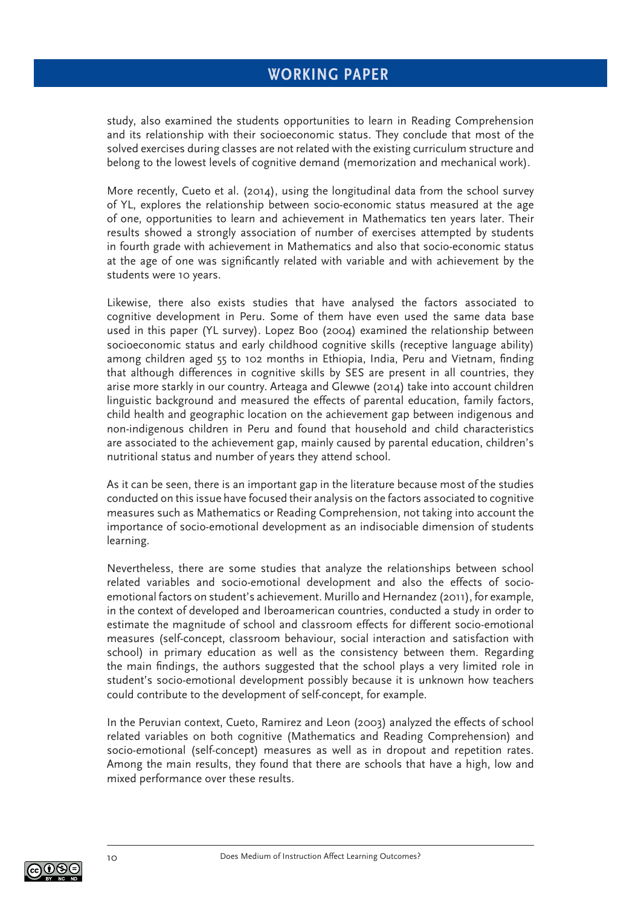study, also examined the students opportunities to learn in Reading Comprehension and its relationship with their socioeconomic status. They conclude that most of the solved exercises during classes are not related with the existing curriculum structure and belong to the lowest levels of cognitive demand (memorization and mechanical work).

More recently, Cueto et al. (2014), using the longitudinal data from the school survey of YL, explores the relationship between socio-economic status measured at the age of one, opportunities to learn and achievement in Mathematics ten years later. Their results showed a strongly association of number of exercises attempted by students in fourth grade with achievement in Mathematics and also that socio-economic status at the age of one was significantly related with variable and with achievement by the students were 10 years.

Likewise, there also exists studies that have analysed the factors associated to cognitive development in Peru. Some of them have even used the same data base used in this paper (YL survey). Lopez Boo (2004) examined the relationship between socioeconomic status and early childhood cognitive skills (receptive language ability) among children aged 55 to 102 months in Ethiopia, India, Peru and Vietnam, finding that although differences in cognitive skills by SES are present in all countries, they arise more starkly in our country. Arteaga and Glewwe (2014) take into account children linguistic background and measured the effects of parental education, family factors, child health and geographic location on the achievement gap between indigenous and non-indigenous children in Peru and found that household and child characteristics are associated to the achievement gap, mainly caused by parental education, children's nutritional status and number of years they attend school.

As it can be seen, there is an important gap in the literature because most of the studies conducted on this issue have focused their analysis on the factors associated to cognitive measures such as Mathematics or Reading Comprehension, not taking into account the importance of socio-emotional development as an indisociable dimension of students learning.

Nevertheless, there are some studies that analyze the relationships between school related variables and socio-emotional development and also the effects of socio-emotional factors on student's achievement. Murillo and Hernandez (2011), for example, in the context of developed and Iberoamerican countries, conducted a study in order to estimate the magnitude of school and classroom effects for different socio-emotional measures (self-concept, classroom behaviour, social interaction and satisfaction with school) in primary education as well as the consistency between them. Regarding the main findings, the authors suggested that the school plays a very limited role in student's socio-emotional development possibly because it is unknown how teachers could contribute to the development of self-concept, for example.

In the Peruvian context, Cueto, Ramirez and Leon (2003) analyzed the effects of school related variables on both cognitive (Mathematics and Reading Comprehension) and socio-emotional (self-concept) measures as well as in dropout and repetition rates. Among the main results, they found that there are schools that have a high, low and mixed performance over these results.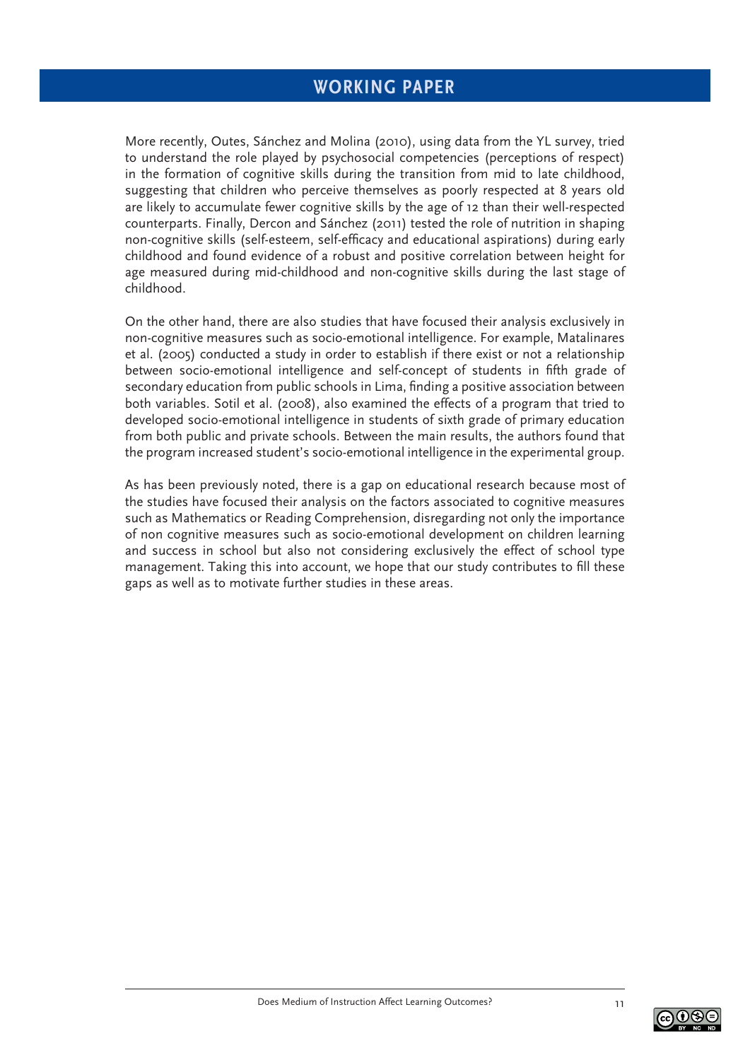More recently, Outes, Sánchez and Molina (2010), using data from the YL survey, tried to understand the role played by psychosocial competencies (perceptions of respect) in the formation of cognitive skills during the transition from mid to late childhood, suggesting that children who perceive themselves as poorly respected at 8 years old are likely to accumulate fewer cognitive skills by the age of 12 than their well-respected counterparts. Finally, Dercon and Sánchez (2011) tested the role of nutrition in shaping non-cognitive skills (self-esteem, self-efficacy and educational aspirations) during early childhood and found evidence of a robust and positive correlation between height for age measured during mid-childhood and non-cognitive skills during the last stage of childhood.

On the other hand, there are also studies that have focused their analysis exclusively in non-cognitive measures such as socio-emotional intelligence. For example, Matalinares et al. (2005) conducted a study in order to establish if there exist or not a relationship between socio-emotional intelligence and self-concept of students in fifth grade of secondary education from public schools in Lima, finding a positive association between both variables. Sotil et al. (2008), also examined the effects of a program that tried to developed socio-emotional intelligence in students of sixth grade of primary education from both public and private schools. Between the main results, the authors found that the program increased student's socio-emotional intelligence in the experimental group.

As has been previously noted, there is a gap on educational research because most of the studies have focused their analysis on the factors associated to cognitive measures such as Mathematics or Reading Comprehension, disregarding not only the importance of non cognitive measures such as socio-emotional development on children learning and success in school but also not considering exclusively the effect of school type management. Taking this into account, we hope that our study contributes to fill these gaps as well as to motivate further studies in these areas.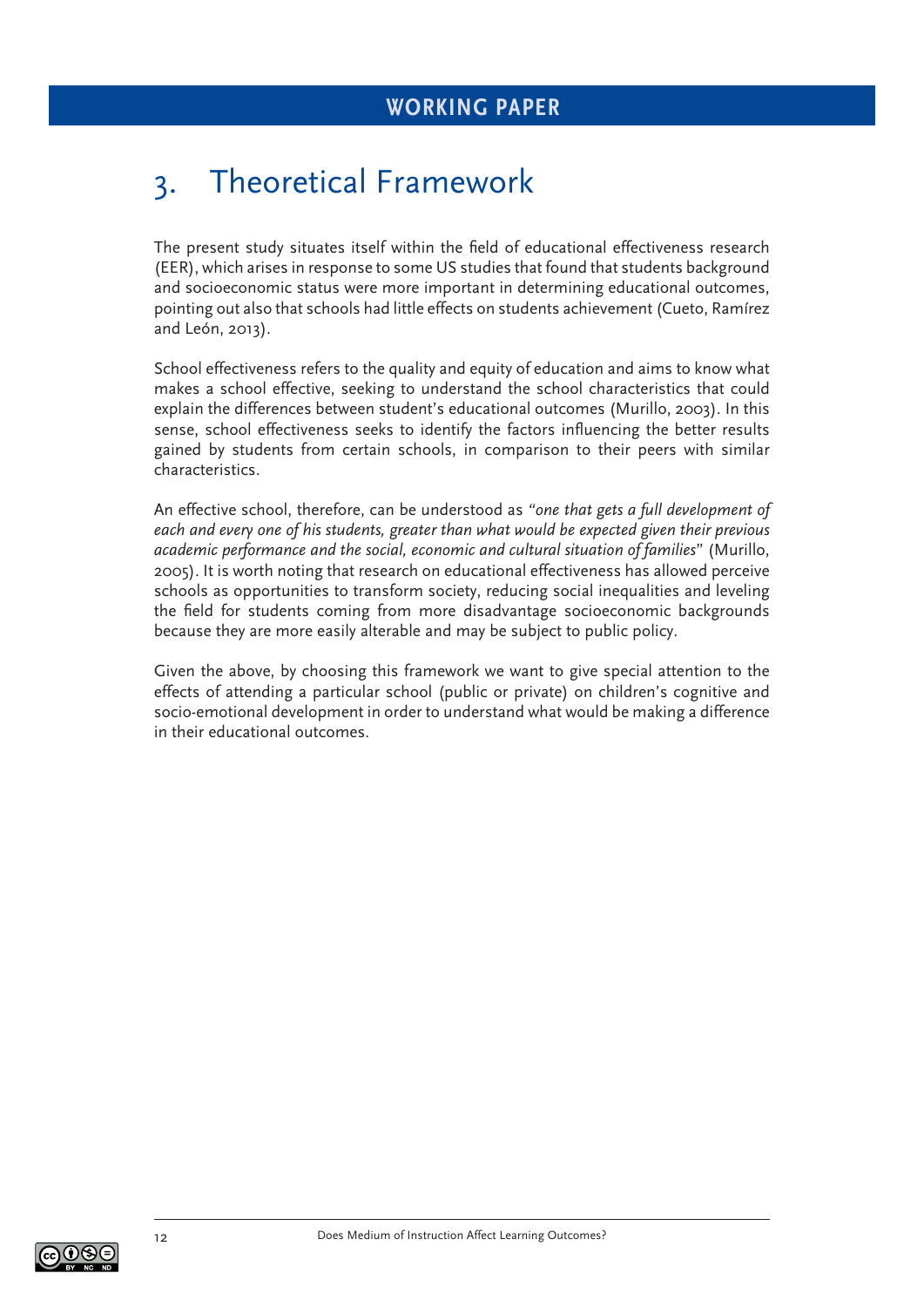# 3. Theoretical Framework

The present study situates itself within the field of educational effectiveness research (EER), which arises in response to some US studies that found that students background and socioeconomic status were more important in determining educational outcomes, pointing out also that schools had little effects on students achievement (Cueto, Ramírez and León, 2013).

School effectiveness refers to the quality and equity of education and aims to know what makes a school effective, seeking to understand the school characteristics that could explain the differences between student's educational outcomes (Murillo, 2003). In this sense, school effectiveness seeks to identify the factors influencing the better results gained by students from certain schools, in comparison to their peers with similar characteristics.

An effective school, therefore, can be understood as "*one that gets a full development of each and every one of his students, greater than what would be expected given their previous academic performance and the social, economic and cultural situation of families*" (Murillo, 2005). It is worth noting that research on educational effectiveness has allowed perceive schools as opportunities to transform society, reducing social inequalities and leveling the field for students coming from more disadvantage socioeconomic backgrounds because they are more easily alterable and may be subject to public policy.

Given the above, by choosing this framework we want to give special attention to the effects of attending a particular school (public or private) on children's cognitive and socio-emotional development in order to understand what would be making a difference in their educational outcomes.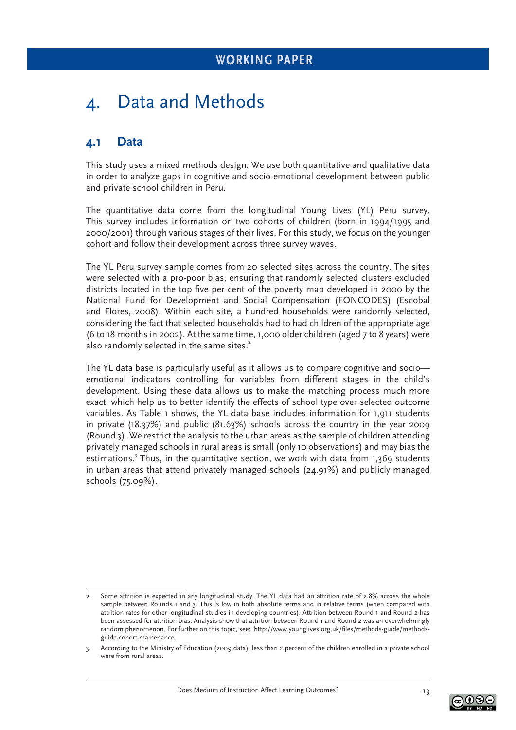# 4. Data and Methods

## 4.1 Data

This study uses a mixed methods design. We use both quantitative and qualitative data in order to analyze gaps in cognitive and socio-emotional development between public and private school children in Peru.

The quantitative data come from the longitudinal Young Lives (YL) Peru survey. This survey includes information on two cohorts of children (born in 1994/1995 and 2000/2001) through various stages of their lives. For this study, we focus on the younger cohort and follow their development across three survey waves.

The YL Peru survey sample comes from 20 selected sites across the country. The sites were selected with a pro-poor bias, ensuring that randomly selected clusters excluded districts located in the top five per cent of the poverty map developed in 2000 by the National Fund for Development and Social Compensation (FONCODES) (Escobal and Flores, 2008). Within each site, a hundred households were randomly selected, considering the fact that selected households had to had children of the appropriate age (6 to 18 months in 2002). At the same time, 1,000 older children (aged 7 to 8 years) were also randomly selected in the same sites.[2]

The YL data base is particularly useful as it allows us to compare cognitive and socio—emotional indicators controlling for variables from different stages in the child's development. Using these data allows us to make the matching process much more exact, which help us to better identify the effects of school type over selected outcome variables. As Table 1 shows, the YL data base includes information for 1,911 students in private (18.37%) and public (81.63%) schools across the country in the year 2009 (Round 3). We restrict the analysis to the urban areas as the sample of children attending privately managed schools in rural areas is small (only 10 observations) and may bias the estimations.[3] Thus, in the quantitative section, we work with data from 1,369 students in urban areas that attend privately managed schools (24.91%) and publicly managed schools (75.09%).

---

2. Some attrition is expected in any longitudinal study. The YL data had an attrition rate of 2.8% across the whole sample between Rounds 1 and 3. This is low in both absolute terms and in relative terms (when compared with attrition rates for other longitudinal studies in developing countries). Attrition between Round 1 and Round 2 has been assessed for attrition bias. Analysis show that attrition between Round 1 and Round 2 was an overwhelmingly random phenomenon. For further on this topic, see: http://www.younglives.org.uk/files/methods-guide/methods-guide-cohort-mainenance.

3. According to the Ministry of Education (2009 data), less than 2 percent of the children enrolled in a private school were from rural areas.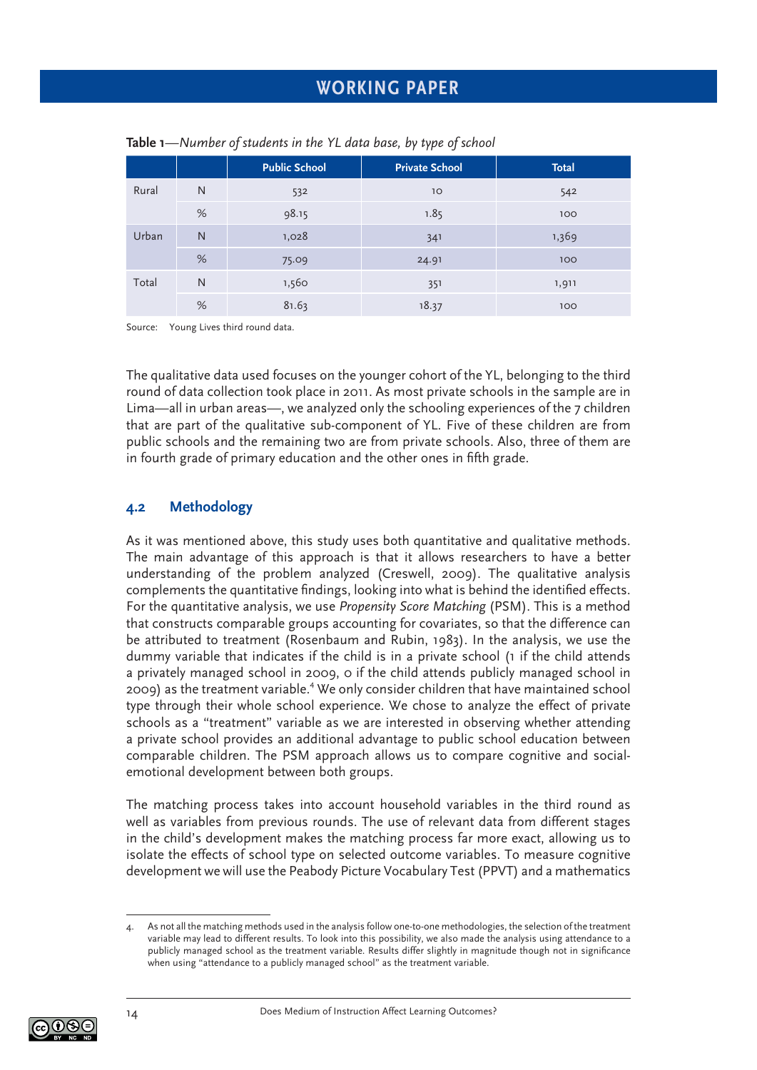**Table 1**—*Number of students in the YL data base, by type of school*

| | | Public School | Private School | Total |
|---|---|---|---|---|
| Rural | N | 532 | 10 | 542 |
| | % | 98.15 | 1.85 | 100 |
| Urban | N | 1,028 | 341 | 1,369 |
| | % | 75.09 | 24.91 | 100 |
| Total | N | 1,560 | 351 | 1,911 |
| | % | 81.63 | 18.37 | 100 |

Source: Young Lives third round data.

The qualitative data used focuses on the younger cohort of the YL, belonging to the third round of data collection took place in 2011. As most private schools in the sample are in Lima—all in urban areas—, we analyzed only the schooling experiences of the 7 children that are part of the qualitative sub-component of YL. Five of these children are from public schools and the remaining two are from private schools. Also, three of them are in fourth grade of primary education and the other ones in fifth grade.

## 4.2 Methodology

As it was mentioned above, this study uses both quantitative and qualitative methods. The main advantage of this approach is that it allows researchers to have a better understanding of the problem analyzed (Creswell, 2009). The qualitative analysis complements the quantitative findings, looking into what is behind the identified effects. For the quantitative analysis, we use *Propensity Score Matching* (PSM). This is a method that constructs comparable groups accounting for covariates, so that the difference can be attributed to treatment (Rosenbaum and Rubin, 1983). In the analysis, we use the dummy variable that indicates if the child is in a private school (1 if the child attends a privately managed school in 2009, 0 if the child attends publicly managed school in 2009) as the treatment variable.[4] We only consider children that have maintained school type through their whole school experience. We chose to analyze the effect of private schools as a "treatment" variable as we are interested in observing whether attending a private school provides an additional advantage to public school education between comparable children. The PSM approach allows us to compare cognitive and social-emotional development between both groups.

The matching process takes into account household variables in the third round as well as variables from previous rounds. The use of relevant data from different stages in the child's development makes the matching process far more exact, allowing us to isolate the effects of school type on selected outcome variables. To measure cognitive development we will use the Peabody Picture Vocabulary Test (PPVT) and a mathematics

4. As not all the matching methods used in the analysis follow one-to-one methodologies, the selection of the treatment variable may lead to different results. To look into this possibility, we also made the analysis using attendance to a publicly managed school as the treatment variable. Results differ slightly in magnitude though not in significance when using "attendance to a publicly managed school" as the treatment variable.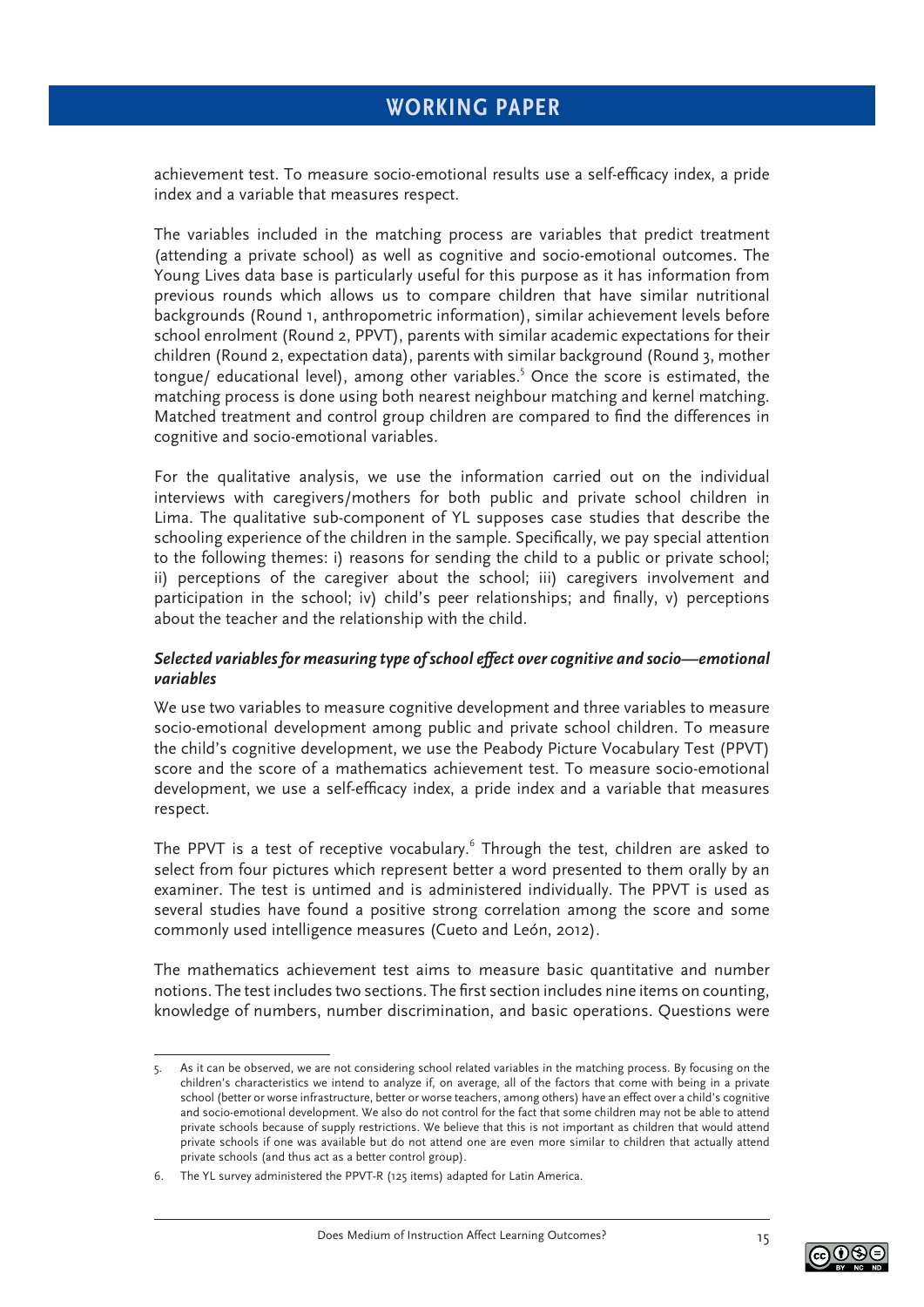achievement test. To measure socio-emotional results use a self-efficacy index, a pride index and a variable that measures respect.

The variables included in the matching process are variables that predict treatment (attending a private school) as well as cognitive and socio-emotional outcomes. The Young Lives data base is particularly useful for this purpose as it has information from previous rounds which allows us to compare children that have similar nutritional backgrounds (Round 1, anthropometric information), similar achievement levels before school enrolment (Round 2, PPVT), parents with similar academic expectations for their children (Round 2, expectation data), parents with similar background (Round 3, mother tongue/ educational level), among other variables.[5] Once the score is estimated, the matching process is done using both nearest neighbour matching and kernel matching. Matched treatment and control group children are compared to find the differences in cognitive and socio-emotional variables.

For the qualitative analysis, we use the information carried out on the individual interviews with caregivers/mothers for both public and private school children in Lima. The qualitative sub-component of YL supposes case studies that describe the schooling experience of the children in the sample. Specifically, we pay special attention to the following themes: i) reasons for sending the child to a public or private school; ii) perceptions of the caregiver about the school; iii) caregivers involvement and participation in the school; iv) child's peer relationships; and finally, v) perceptions about the teacher and the relationship with the child.

***Selected variables for measuring type of school effect over cognitive and socio—emotional variables***

We use two variables to measure cognitive development and three variables to measure socio-emotional development among public and private school children. To measure the child's cognitive development, we use the Peabody Picture Vocabulary Test (PPVT) score and the score of a mathematics achievement test. To measure socio-emotional development, we use a self-efficacy index, a pride index and a variable that measures respect.

The PPVT is a test of receptive vocabulary.[6] Through the test, children are asked to select from four pictures which represent better a word presented to them orally by an examiner. The test is untimed and is administered individually. The PPVT is used as several studies have found a positive strong correlation among the score and some commonly used intelligence measures (Cueto and León, 2012).

The mathematics achievement test aims to measure basic quantitative and number notions. The test includes two sections. The first section includes nine items on counting, knowledge of numbers, number discrimination, and basic operations. Questions were

---

5. As it can be observed, we are not considering school related variables in the matching process. By focusing on the children's characteristics we intend to analyze if, on average, all of the factors that come with being in a private school (better or worse infrastructure, better or worse teachers, among others) have an effect over a child's cognitive and socio-emotional development. We also do not control for the fact that some children may not be able to attend private schools because of supply restrictions. We believe that this is not important as children that would attend private schools if one was available but do not attend one are even more similar to children that actually attend private schools (and thus act as a better control group).

6. The YL survey administered the PPVT-R (125 items) adapted for Latin America.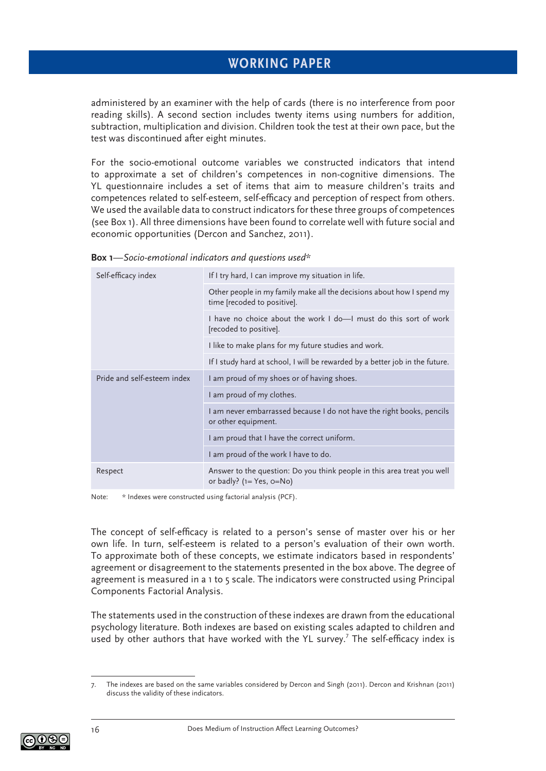administered by an examiner with the help of cards (there is no interference from poor reading skills). A second section includes twenty items using numbers for addition, subtraction, multiplication and division. Children took the test at their own pace, but the test was discontinued after eight minutes.

For the socio-emotional outcome variables we constructed indicators that intend to approximate a set of children's competences in non-cognitive dimensions. The YL questionnaire includes a set of items that aim to measure children's traits and competences related to self-esteem, self-efficacy and perception of respect from others. We used the available data to construct indicators for these three groups of competences (see Box 1). All three dimensions have been found to correlate well with future social and economic opportunities (Dercon and Sanchez, 2011).

**Box 1**—*Socio-emotional indicators and questions used\**

| | |
|---|---|
| Self-efficacy index | If I try hard, I can improve my situation in life. |
| | Other people in my family make all the decisions about how I spend my time [recoded to positive]. |
| | I have no choice about the work I do—I must do this sort of work [recoded to positive]. |
| | I like to make plans for my future studies and work. |
| | If I study hard at school, I will be rewarded by a better job in the future. |
| Pride and self-esteem index | I am proud of my shoes or of having shoes. |
| | I am proud of my clothes. |
| | I am never embarrassed because I do not have the right books, pencils or other equipment. |
| | I am proud that I have the correct uniform. |
| | I am proud of the work I have to do. |
| Respect | Answer to the question: Do you think people in this area treat you well or badly? (1= Yes, 0=No) |

Note: \* Indexes were constructed using factorial analysis (PCF).

The concept of self-efficacy is related to a person's sense of master over his or her own life. In turn, self-esteem is related to a person's evaluation of their own worth. To approximate both of these concepts, we estimate indicators based in respondents' agreement or disagreement to the statements presented in the box above. The degree of agreement is measured in a 1 to 5 scale. The indicators were constructed using Principal Components Factorial Analysis.

The statements used in the construction of these indexes are drawn from the educational psychology literature. Both indexes are based on existing scales adapted to children and used by other authors that have worked with the YL survey.[7] The self-efficacy index is

7. The indexes are based on the same variables considered by Dercon and Singh (2011). Dercon and Krishnan (2011) discuss the validity of these indicators.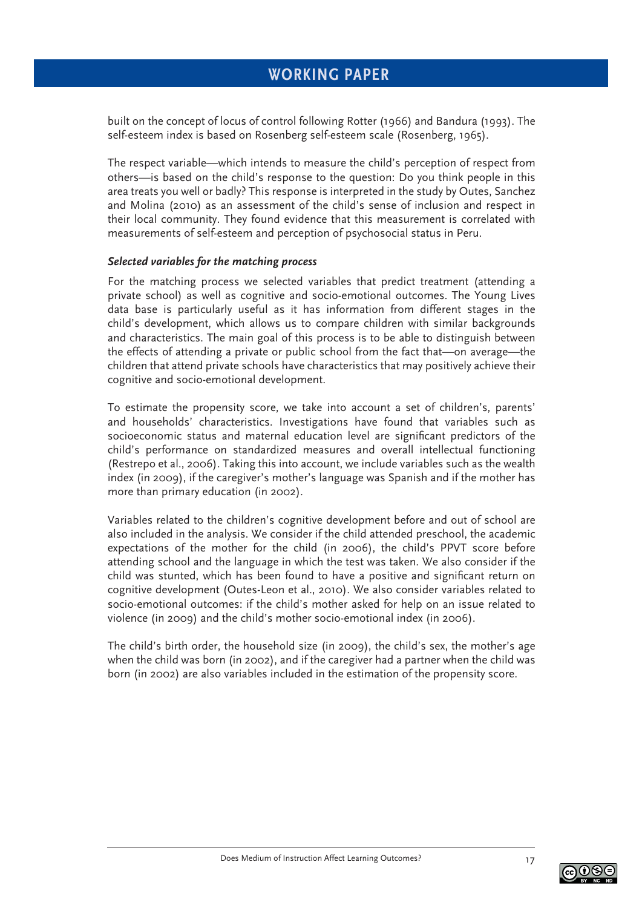built on the concept of locus of control following Rotter (1966) and Bandura (1993). The self-esteem index is based on Rosenberg self-esteem scale (Rosenberg, 1965).

The respect variable—which intends to measure the child's perception of respect from others—is based on the child's response to the question: Do you think people in this area treats you well or badly? This response is interpreted in the study by Outes, Sanchez and Molina (2010) as an assessment of the child's sense of inclusion and respect in their local community. They found evidence that this measurement is correlated with measurements of self-esteem and perception of psychosocial status in Peru.

***Selected variables for the matching process***

For the matching process we selected variables that predict treatment (attending a private school) as well as cognitive and socio-emotional outcomes. The Young Lives data base is particularly useful as it has information from different stages in the child's development, which allows us to compare children with similar backgrounds and characteristics. The main goal of this process is to be able to distinguish between the effects of attending a private or public school from the fact that—on average—the children that attend private schools have characteristics that may positively achieve their cognitive and socio-emotional development.

To estimate the propensity score, we take into account a set of children's, parents' and households' characteristics. Investigations have found that variables such as socioeconomic status and maternal education level are significant predictors of the child's performance on standardized measures and overall intellectual functioning (Restrepo et al., 2006). Taking this into account, we include variables such as the wealth index (in 2009), if the caregiver's mother's language was Spanish and if the mother has more than primary education (in 2002).

Variables related to the children's cognitive development before and out of school are also included in the analysis. We consider if the child attended preschool, the academic expectations of the mother for the child (in 2006), the child's PPVT score before attending school and the language in which the test was taken. We also consider if the child was stunted, which has been found to have a positive and significant return on cognitive development (Outes-Leon et al., 2010). We also consider variables related to socio-emotional outcomes: if the child's mother asked for help on an issue related to violence (in 2009) and the child's mother socio-emotional index (in 2006).

The child's birth order, the household size (in 2009), the child's sex, the mother's age when the child was born (in 2002), and if the caregiver had a partner when the child was born (in 2002) are also variables included in the estimation of the propensity score.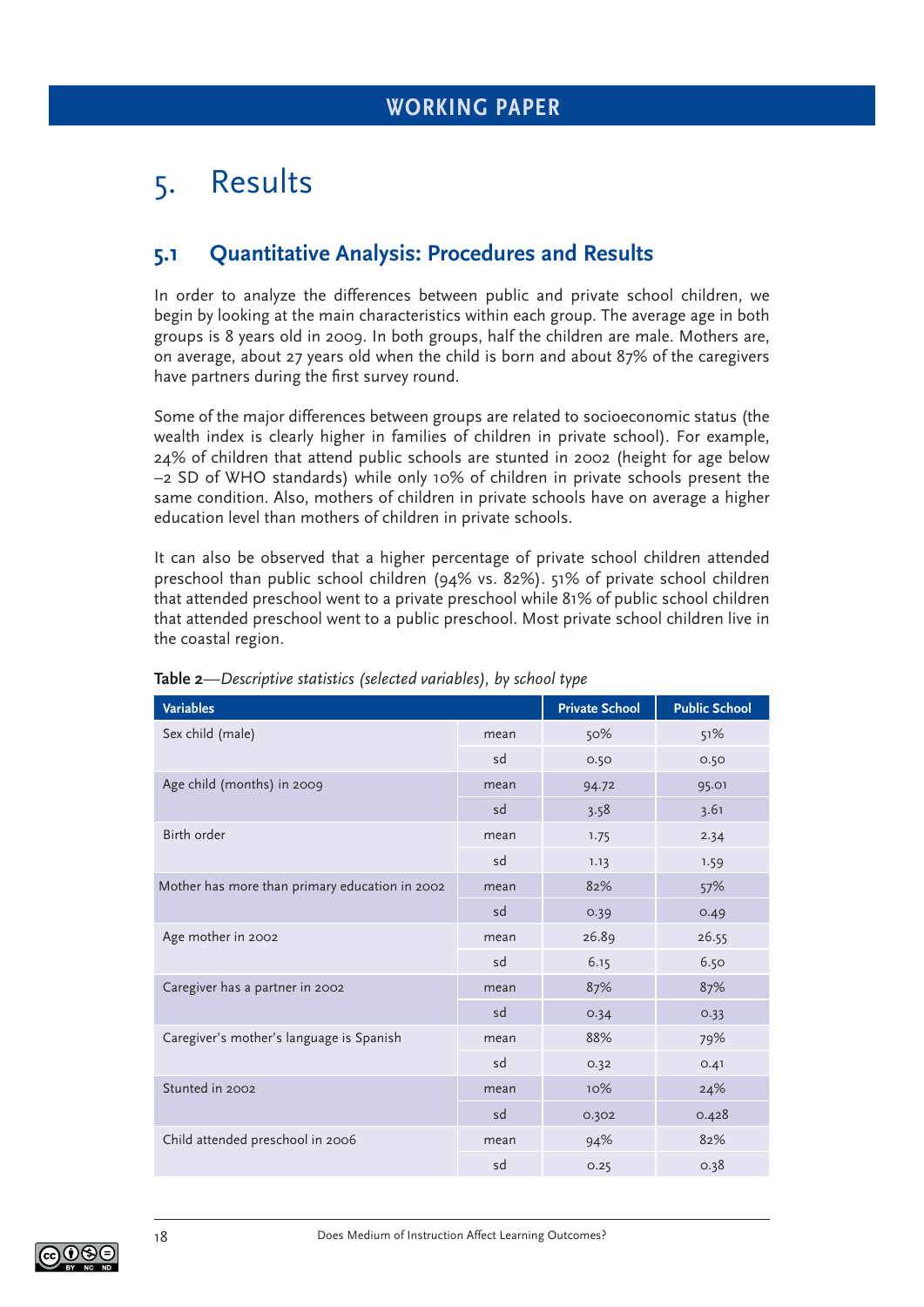# 5. Results

## 5.1 Quantitative Analysis: Procedures and Results

In order to analyze the differences between public and private school children, we begin by looking at the main characteristics within each group. The average age in both groups is 8 years old in 2009. In both groups, half the children are male. Mothers are, on average, about 27 years old when the child is born and about 87% of the caregivers have partners during the first survey round.

Some of the major differences between groups are related to socioeconomic status (the wealth index is clearly higher in families of children in private school). For example, 24% of children that attend public schools are stunted in 2002 (height for age below –2 SD of WHO standards) while only 10% of children in private schools present the same condition. Also, mothers of children in private schools have on average a higher education level than mothers of children in private schools.

It can also be observed that a higher percentage of private school children attended preschool than public school children (94% vs. 82%). 51% of private school children that attended preschool went to a private preschool while 81% of public school children that attended preschool went to a public preschool. Most private school children live in the coastal region.

**Table 2**—*Descriptive statistics (selected variables), by school type*

| Variables | | Private School | Public School |
|---|---|---|---|
| Sex child (male) | mean | 50% | 51% |
| | sd | 0.50 | 0.50 |
| Age child (months) in 2009 | mean | 94.72 | 95.01 |
| | sd | 3.58 | 3.61 |
| Birth order | mean | 1.75 | 2.34 |
| | sd | 1.13 | 1.59 |
| Mother has more than primary education in 2002 | mean | 82% | 57% |
| | sd | 0.39 | 0.49 |
| Age mother in 2002 | mean | 26.89 | 26.55 |
| | sd | 6.15 | 6.50 |
| Caregiver has a partner in 2002 | mean | 87% | 87% |
| | sd | 0.34 | 0.33 |
| Caregiver's mother's language is Spanish | mean | 88% | 79% |
| | sd | 0.32 | 0.41 |
| Stunted in 2002 | mean | 10% | 24% |
| | sd | 0.302 | 0.428 |
| Child attended preschool in 2006 | mean | 94% | 82% |
| | sd | 0.25 | 0.38 |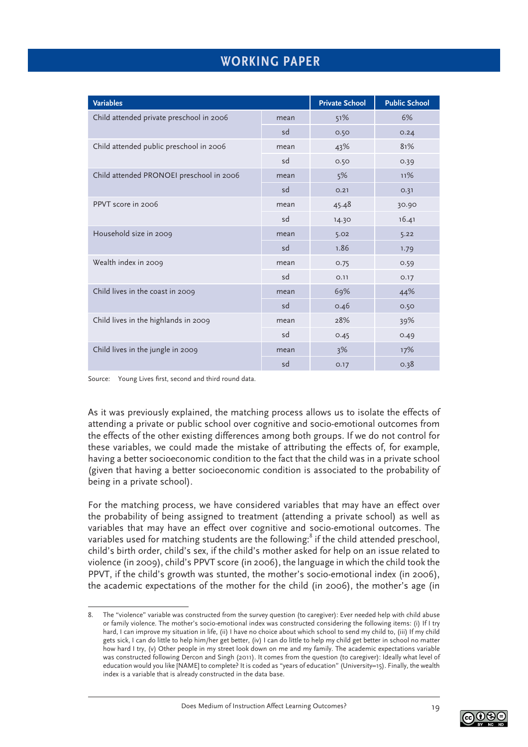| Variables | | Private School | Public School |
|---|---|---|---|
| Child attended private preschool in 2006 | mean | 51% | 6% |
| | sd | 0.50 | 0.24 |
| Child attended public preschool in 2006 | mean | 43% | 81% |
| | sd | 0.50 | 0.39 |
| Child attended PRONOEI preschool in 2006 | mean | 5% | 11% |
| | sd | 0.21 | 0.31 |
| PPVT score in 2006 | mean | 45.48 | 30.90 |
| | sd | 14.30 | 16.41 |
| Household size in 2009 | mean | 5.02 | 5.22 |
| | sd | 1.86 | 1.79 |
| Wealth index in 2009 | mean | 0.75 | 0.59 |
| | sd | 0.11 | 0.17 |
| Child lives in the coast in 2009 | mean | 69% | 44% |
| | sd | 0.46 | 0.50 |
| Child lives in the highlands in 2009 | mean | 28% | 39% |
| | sd | 0.45 | 0.49 |
| Child lives in the jungle in 2009 | mean | 3% | 17% |
| | sd | 0.17 | 0.38 |

Source: Young Lives first, second and third round data.

As it was previously explained, the matching process allows us to isolate the effects of attending a private or public school over cognitive and socio-emotional outcomes from the effects of the other existing differences among both groups. If we do not control for these variables, we could made the mistake of attributing the effects of, for example, having a better socioeconomic condition to the fact that the child was in a private school (given that having a better socioeconomic condition is associated to the probability of being in a private school).

For the matching process, we have considered variables that may have an effect over the probability of being assigned to treatment (attending a private school) as well as variables that may have an effect over cognitive and socio-emotional outcomes. The variables used for matching students are the following:[8] if the child attended preschool, child's birth order, child's sex, if the child's mother asked for help on an issue related to violence (in 2009), child's PPVT score (in 2006), the language in which the child took the PPVT, if the child's growth was stunted, the mother's socio-emotional index (in 2006), the academic expectations of the mother for the child (in 2006), the mother's age (in

8. The "violence" variable was constructed from the survey question (to caregiver): Ever needed help with child abuse or family violence. The mother's socio-emotional index was constructed considering the following items: (i) If I try hard, I can improve my situation in life, (ii) I have no choice about which school to send my child to, (iii) If my child gets sick, I can do little to help him/her get better, (iv) I can do little to help my child get better in school no matter how hard I try, (v) Other people in my street look down on me and my family. The academic expectations variable was constructed following Dercon and Singh (2011). It comes from the question (to caregiver): Ideally what level of education would you like [NAME] to complete? It is coded as "years of education" (University=15). Finally, the wealth index is a variable that is already constructed in the data base.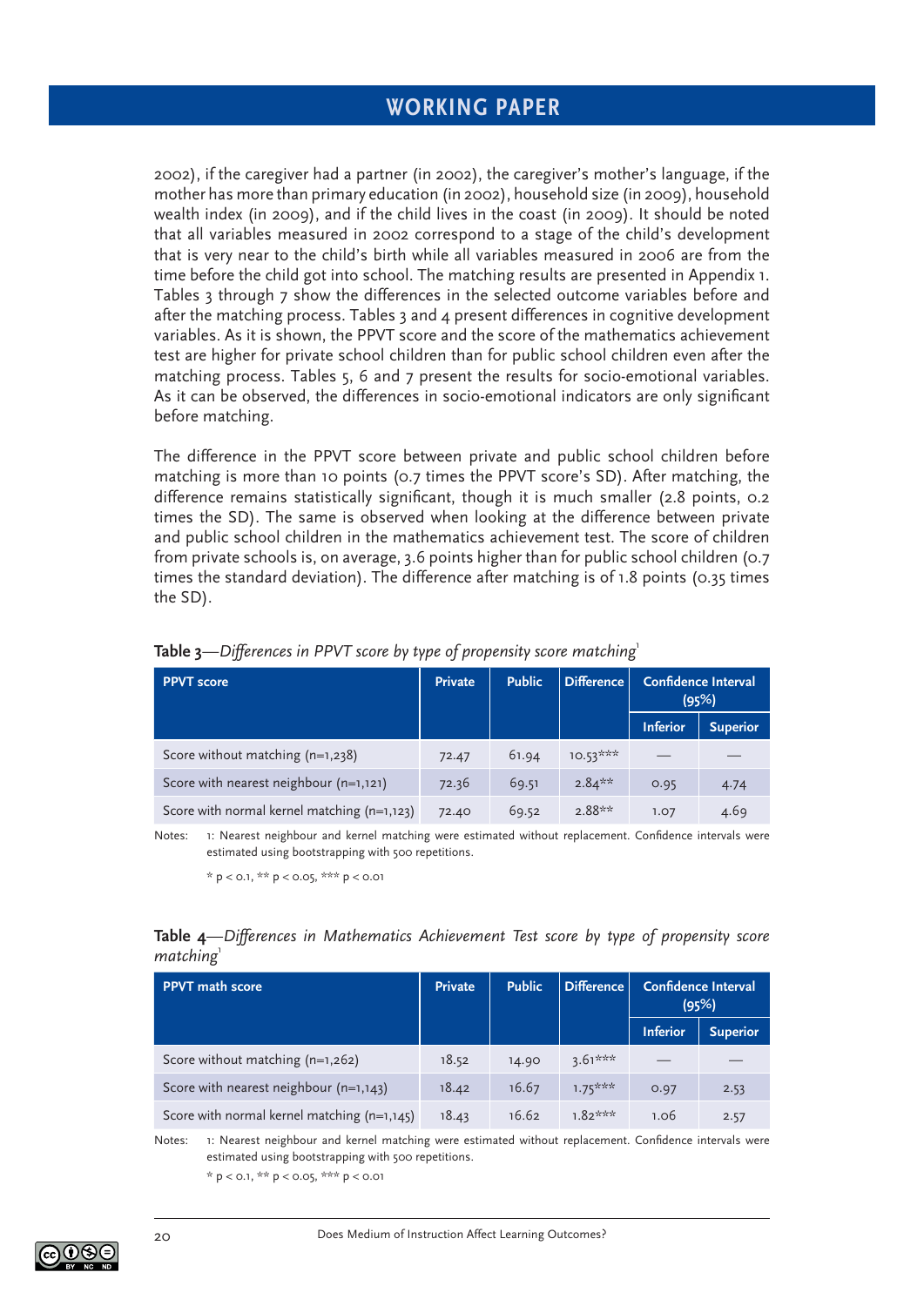2002), if the caregiver had a partner (in 2002), the caregiver's mother's language, if the mother has more than primary education (in 2002), household size (in 2009), household wealth index (in 2009), and if the child lives in the coast (in 2009). It should be noted that all variables measured in 2002 correspond to a stage of the child's development that is very near to the child's birth while all variables measured in 2006 are from the time before the child got into school. The matching results are presented in Appendix 1. Tables 3 through 7 show the differences in the selected outcome variables before and after the matching process. Tables 3 and 4 present differences in cognitive development variables. As it is shown, the PPVT score and the score of the mathematics achievement test are higher for private school children than for public school children even after the matching process. Tables 5, 6 and 7 present the results for socio-emotional variables. As it can be observed, the differences in socio-emotional indicators are only significant before matching.

The difference in the PPVT score between private and public school children before matching is more than 10 points (0.7 times the PPVT score's SD). After matching, the difference remains statistically significant, though it is much smaller (2.8 points, 0.2 times the SD). The same is observed when looking at the difference between private and public school children in the mathematics achievement test. The score of children from private schools is, on average, 3.6 points higher than for public school children (0.7 times the standard deviation). The difference after matching is of 1.8 points (0.35 times the SD).

**Table 3**—*Differences in PPVT score by type of propensity score matching*[1]

| PPVT score | Private | Public | Difference | Confidence Interval (95%) | |
|---|---|---|---|---|---|
| | | | | Inferior | Superior |
| Score without matching (n=1,238) | 72.47 | 61.94 | 10.53*** | — | — |
| Score with nearest neighbour (n=1,121) | 72.36 | 69.51 | 2.84** | 0.95 | 4.74 |
| Score with normal kernel matching (n=1,123) | 72.40 | 69.52 | 2.88** | 1.07 | 4.69 |

Notes: 1: Nearest neighbour and kernel matching were estimated without replacement. Confidence intervals were estimated using bootstrapping with 500 repetitions.

\* $p < 0.1$, ** $p < 0.05$, *** $p < 0.01$

**Table 4**—*Differences in Mathematics Achievement Test score by type of propensity score matching*[1]

| PPVT math score | Private | Public | Difference | Confidence Interval (95%) | |
|---|---|---|---|---|---|
| | | | | Inferior | Superior |
| Score without matching (n=1,262) | 18.52 | 14.90 | 3.61*** | — | — |
| Score with nearest neighbour (n=1,143) | 18.42 | 16.67 | 1.75*** | 0.97 | 2.53 |
| Score with normal kernel matching (n=1,145) | 18.43 | 16.62 | 1.82*** | 1.06 | 2.57 |

Notes: 1: Nearest neighbour and kernel matching were estimated without replacement. Confidence intervals were estimated using bootstrapping with 500 repetitions.

\* $p < 0.1$, ** $p < 0.05$, *** $p < 0.01$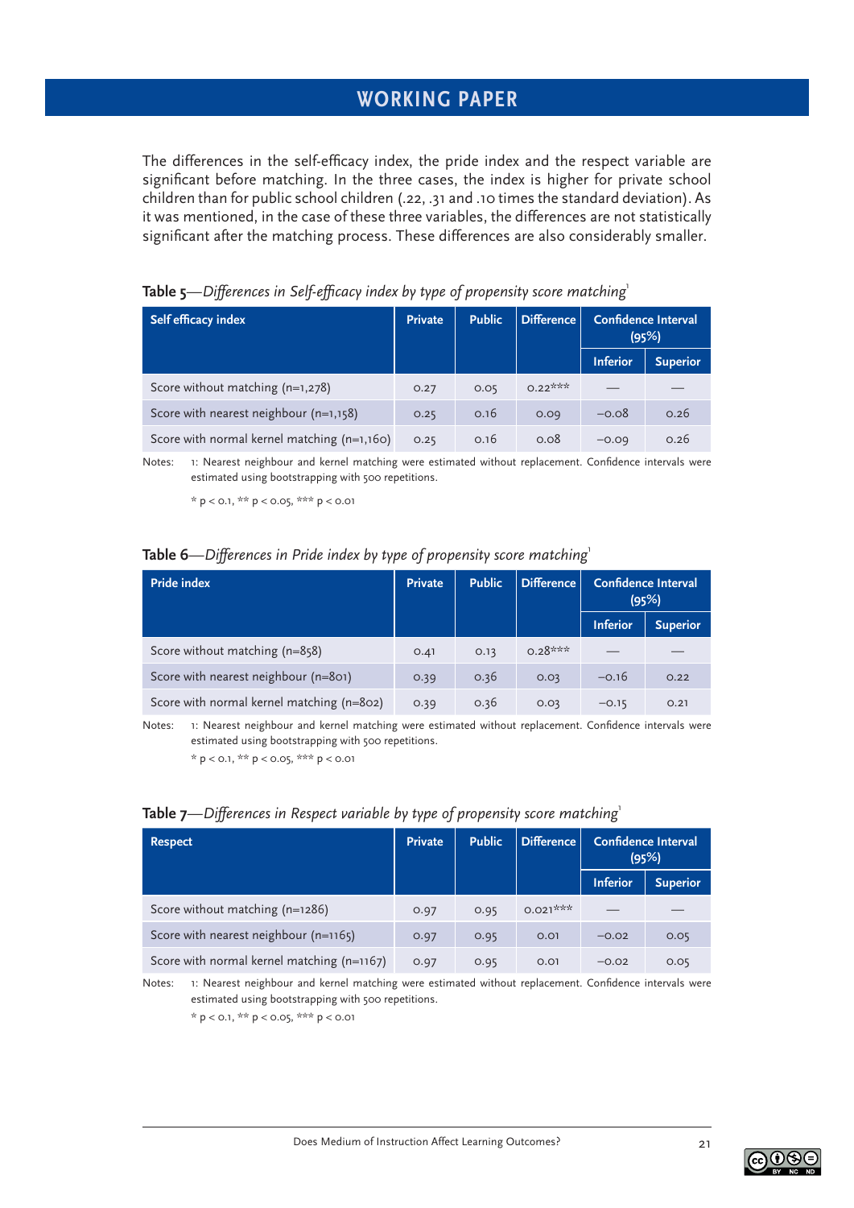The differences in the self-efficacy index, the pride index and the respect variable are significant before matching. In the three cases, the index is higher for private school children than for public school children (.22, .31 and .10 times the standard deviation). As it was mentioned, in the case of these three variables, the differences are not statistically significant after the matching process. These differences are also considerably smaller.

**Table 5**—*Differences in Self-efficacy index by type of propensity score matching*[1]

| Self efficacy index | Private | Public | Difference | Confidence Interval (95%) | |
|---|---|---|---|---|---|
| | | | | Inferior | Superior |
| Score without matching (n=1,278) | 0.27 | 0.05 | 0.22*** | — | — |
| Score with nearest neighbour (n=1,158) | 0.25 | 0.16 | 0.09 | −0.08 | 0.26 |
| Score with normal kernel matching (n=1,160) | 0.25 | 0.16 | 0.08 | −0.09 | 0.26 |

Notes: 1: Nearest neighbour and kernel matching were estimated without replacement. Confidence intervals were estimated using bootstrapping with 500 repetitions.

\* p < 0.1, ** p < 0.05, *** p < 0.01

**Table 6**—*Differences in Pride index by type of propensity score matching*[1]

| Pride index | Private | Public | Difference | Confidence Interval (95%) | |
|---|---|---|---|---|---|
| | | | | Inferior | Superior |
| Score without matching (n=858) | 0.41 | 0.13 | 0.28*** | — | — |
| Score with nearest neighbour (n=801) | 0.39 | 0.36 | 0.03 | −0.16 | 0.22 |
| Score with normal kernel matching (n=802) | 0.39 | 0.36 | 0.03 | −0.15 | 0.21 |

Notes: 1: Nearest neighbour and kernel matching were estimated without replacement. Confidence intervals were estimated using bootstrapping with 500 repetitions.

\* p < 0.1, ** p < 0.05, *** p < 0.01

**Table 7**—*Differences in Respect variable by type of propensity score matching*[1]

| Respect | Private | Public | Difference | Confidence Interval (95%) | |
|---|---|---|---|---|---|
| | | | | Inferior | Superior |
| Score without matching (n=1286) | 0.97 | 0.95 | 0.021*** | — | — |
| Score with nearest neighbour (n=1165) | 0.97 | 0.95 | 0.01 | −0.02 | 0.05 |
| Score with normal kernel matching (n=1167) | 0.97 | 0.95 | 0.01 | −0.02 | 0.05 |

Notes: 1: Nearest neighbour and kernel matching were estimated without replacement. Confidence intervals were estimated using bootstrapping with 500 repetitions.

\* p < 0.1, ** p < 0.05, *** p < 0.01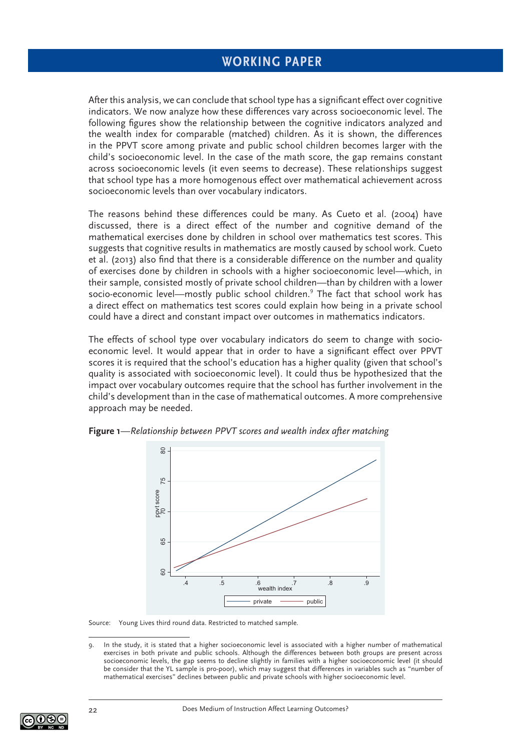After this analysis, we can conclude that school type has a significant effect over cognitive indicators. We now analyze how these differences vary across socioeconomic level. The following figures show the relationship between the cognitive indicators analyzed and the wealth index for comparable (matched) children. As it is shown, the differences in the PPVT score among private and public school children becomes larger with the child's socioeconomic level. In the case of the math score, the gap remains constant across socioeconomic levels (it even seems to decrease). These relationships suggest that school type has a more homogenous effect over mathematical achievement across socioeconomic levels than over vocabulary indicators.

The reasons behind these differences could be many. As Cueto et al. (2004) have discussed, there is a direct effect of the number and cognitive demand of the mathematical exercises done by children in school over mathematics test scores. This suggests that cognitive results in mathematics are mostly caused by school work. Cueto et al. (2013) also find that there is a considerable difference on the number and quality of exercises done by children in schools with a higher socioeconomic level—which, in their sample, consisted mostly of private school children—than by children with a lower socio-economic level—mostly public school children.[9] The fact that school work has a direct effect on mathematics test scores could explain how being in a private school could have a direct and constant impact over outcomes in mathematics indicators.

The effects of school type over vocabulary indicators do seem to change with socio-economic level. It would appear that in order to have a significant effect over PPVT scores it is required that the school's education has a higher quality (given that school's quality is associated with socioeconomic level). It could thus be hypothesized that the impact over vocabulary outcomes require that the school has further involvement in the child's development than in the case of mathematical outcomes. A more comprehensive approach may be needed.

**Figure 1**—*Relationship between PPVT scores and wealth index after matching*

Source: Young Lives third round data. Restricted to matched sample.

9. In the study, it is stated that a higher socioeconomic level is associated with a higher number of mathematical exercises in both private and public schools. Although the differences between both groups are present across socioeconomic levels, the gap seems to decline slightly in families with a higher socioeconomic level (it should be consider that the YL sample is pro-poor), which may suggest that differences in variables such as "number of mathematical exercises" declines between public and private schools with higher socioeconomic level.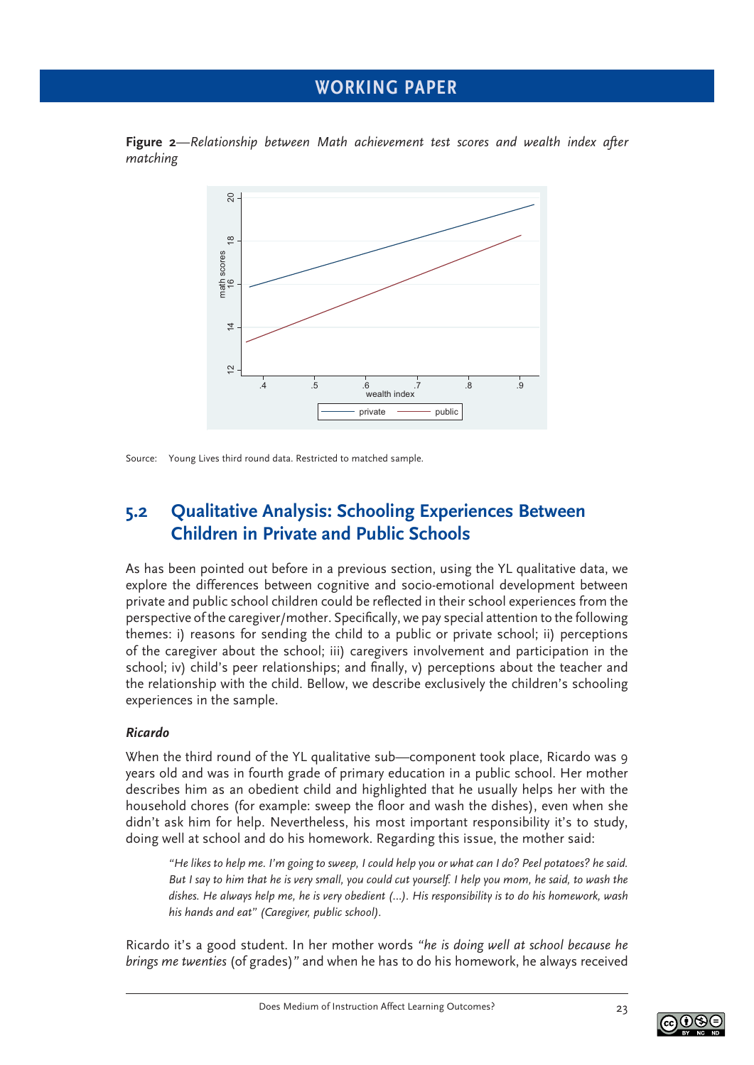**Figure 2**—*Relationship between Math achievement test scores and wealth index after matching*

Source: Young Lives third round data. Restricted to matched sample.

## 5.2 Qualitative Analysis: Schooling Experiences Between Children in Private and Public Schools

As has been pointed out before in a previous section, using the YL qualitative data, we explore the differences between cognitive and socio-emotional development between private and public school children could be reflected in their school experiences from the perspective of the caregiver/mother. Specifically, we pay special attention to the following themes: i) reasons for sending the child to a public or private school; ii) perceptions of the caregiver about the school; iii) caregivers involvement and participation in the school; iv) child's peer relationships; and finally, v) perceptions about the teacher and the relationship with the child. Bellow, we describe exclusively the children's schooling experiences in the sample.

#### *Ricardo*

When the third round of the YL qualitative sub—component took place, Ricardo was 9 years old and was in fourth grade of primary education in a public school. Her mother describes him as an obedient child and highlighted that he usually helps her with the household chores (for example: sweep the floor and wash the dishes), even when she didn't ask him for help. Nevertheless, his most important responsibility it's to study, doing well at school and do his homework. Regarding this issue, the mother said:

> *"He likes to help me. I'm going to sweep, I could help you or what can I do? Peel potatoes? he said. But I say to him that he is very small, you could cut yourself. I help you mom, he said, to wash the dishes. He always help me, he is very obedient (...). His responsibility is to do his homework, wash his hands and eat" (Caregiver, public school).*

Ricardo it's a good student. In her mother words *"he is doing well at school because he brings me twenties* (of grades)*"* and when he has to do his homework, he always received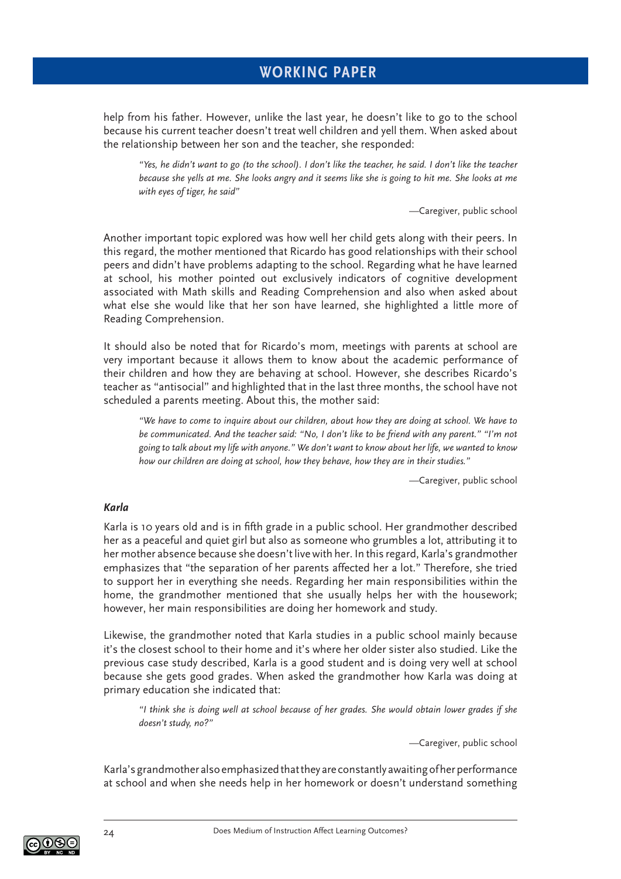help from his father. However, unlike the last year, he doesn't like to go to the school because his current teacher doesn't treat well children and yell them. When asked about the relationship between her son and the teacher, she responded:

> *"Yes, he didn't want to go (to the school). I don't like the teacher, he said. I don't like the teacher because she yells at me. She looks angry and it seems like she is going to hit me. She looks at me with eyes of tiger, he said"*
>
> —Caregiver, public school

Another important topic explored was how well her child gets along with their peers. In this regard, the mother mentioned that Ricardo has good relationships with their school peers and didn't have problems adapting to the school. Regarding what he have learned at school, his mother pointed out exclusively indicators of cognitive development associated with Math skills and Reading Comprehension and also when asked about what else she would like that her son have learned, she highlighted a little more of Reading Comprehension.

It should also be noted that for Ricardo's mom, meetings with parents at school are very important because it allows them to know about the academic performance of their children and how they are behaving at school. However, she describes Ricardo's teacher as "antisocial" and highlighted that in the last three months, the school have not scheduled a parents meeting. About this, the mother said:

> *"We have to come to inquire about our children, about how they are doing at school. We have to be communicated. And the teacher said: "No, I don't like to be friend with any parent." "I'm not going to talk about my life with anyone." We don't want to know about her life, we wanted to know how our children are doing at school, how they behave, how they are in their studies."*
>
> —Caregiver, public school

### *Karla*

Karla is 10 years old and is in fifth grade in a public school. Her grandmother described her as a peaceful and quiet girl but also as someone who grumbles a lot, attributing it to her mother absence because she doesn't live with her. In this regard, Karla's grandmother emphasizes that "the separation of her parents affected her a lot." Therefore, she tried to support her in everything she needs. Regarding her main responsibilities within the home, the grandmother mentioned that she usually helps her with the housework; however, her main responsibilities are doing her homework and study.

Likewise, the grandmother noted that Karla studies in a public school mainly because it's the closest school to their home and it's where her older sister also studied. Like the previous case study described, Karla is a good student and is doing very well at school because she gets good grades. When asked the grandmother how Karla was doing at primary education she indicated that:

> *"I think she is doing well at school because of her grades. She would obtain lower grades if she doesn't study, no?"*
>
> —Caregiver, public school

Karla's grandmother also emphasized that they are constantly awaiting of her performance at school and when she needs help in her homework or doesn't understand something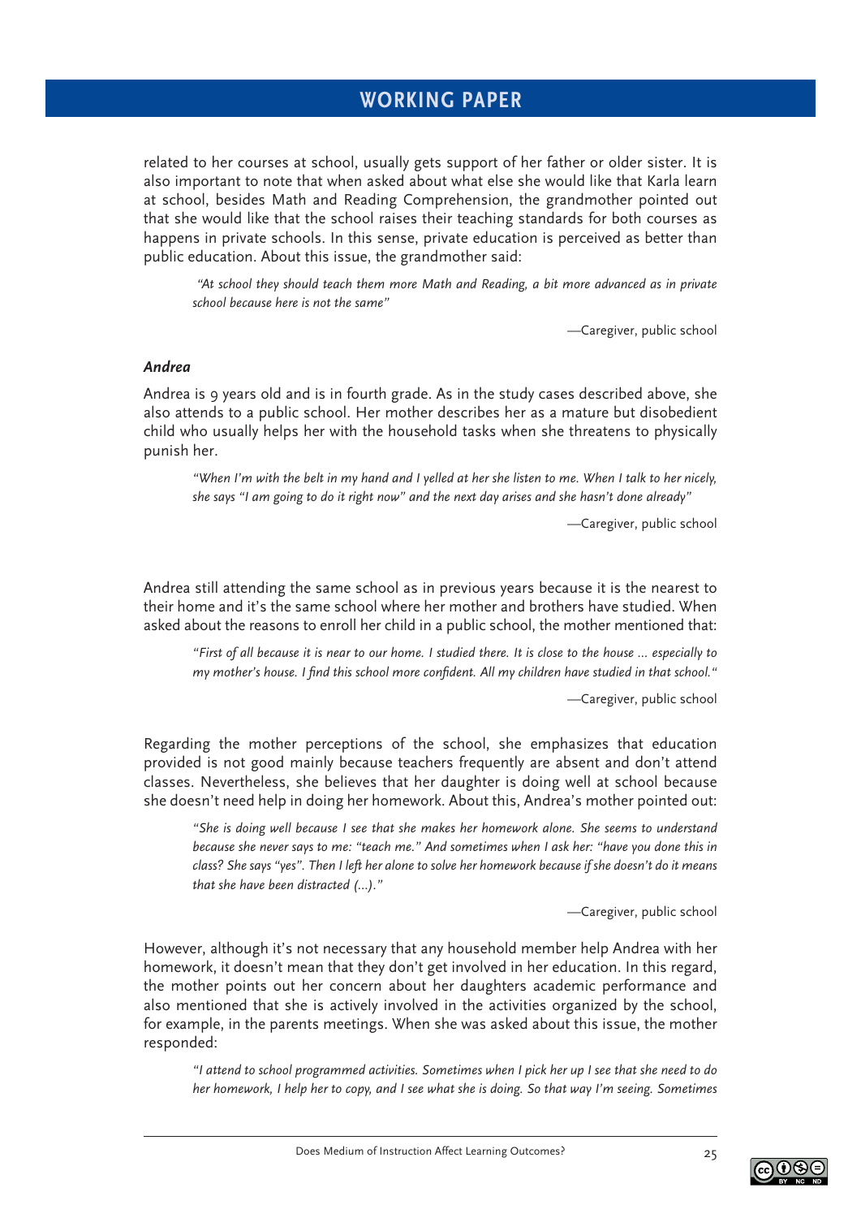related to her courses at school, usually gets support of her father or older sister. It is also important to note that when asked about what else she would like that Karla learn at school, besides Math and Reading Comprehension, the grandmother pointed out that she would like that the school raises their teaching standards for both courses as happens in private schools. In this sense, private education is perceived as better than public education. About this issue, the grandmother said:

> *"At school they should teach them more Math and Reading, a bit more advanced as in private school because here is not the same"*
>
> —Caregiver, public school

***Andrea***

Andrea is 9 years old and is in fourth grade. As in the study cases described above, she also attends to a public school. Her mother describes her as a mature but disobedient child who usually helps her with the household tasks when she threatens to physically punish her.

> *"When I'm with the belt in my hand and I yelled at her she listen to me. When I talk to her nicely, she says "I am going to do it right now" and the next day arises and she hasn't done already"*
>
> —Caregiver, public school

Andrea still attending the same school as in previous years because it is the nearest to their home and it's the same school where her mother and brothers have studied. When asked about the reasons to enroll her child in a public school, the mother mentioned that:

> *"First of all because it is near to our home. I studied there. It is close to the house ... especially to my mother's house. I find this school more confident. All my children have studied in that school."*
>
> —Caregiver, public school

Regarding the mother perceptions of the school, she emphasizes that education provided is not good mainly because teachers frequently are absent and don't attend classes. Nevertheless, she believes that her daughter is doing well at school because she doesn't need help in doing her homework. About this, Andrea's mother pointed out:

> *"She is doing well because I see that she makes her homework alone. She seems to understand because she never says to me: "teach me." And sometimes when I ask her: "have you done this in class? She says "yes". Then I left her alone to solve her homework because if she doesn't do it means that she have been distracted (...)."*
>
> —Caregiver, public school

However, although it's not necessary that any household member help Andrea with her homework, it doesn't mean that they don't get involved in her education. In this regard, the mother points out her concern about her daughters academic performance and also mentioned that she is actively involved in the activities organized by the school, for example, in the parents meetings. When she was asked about this issue, the mother responded:

> *"I attend to school programmed activities. Sometimes when I pick her up I see that she need to do her homework, I help her to copy, and I see what she is doing. So that way I'm seeing. Sometimes*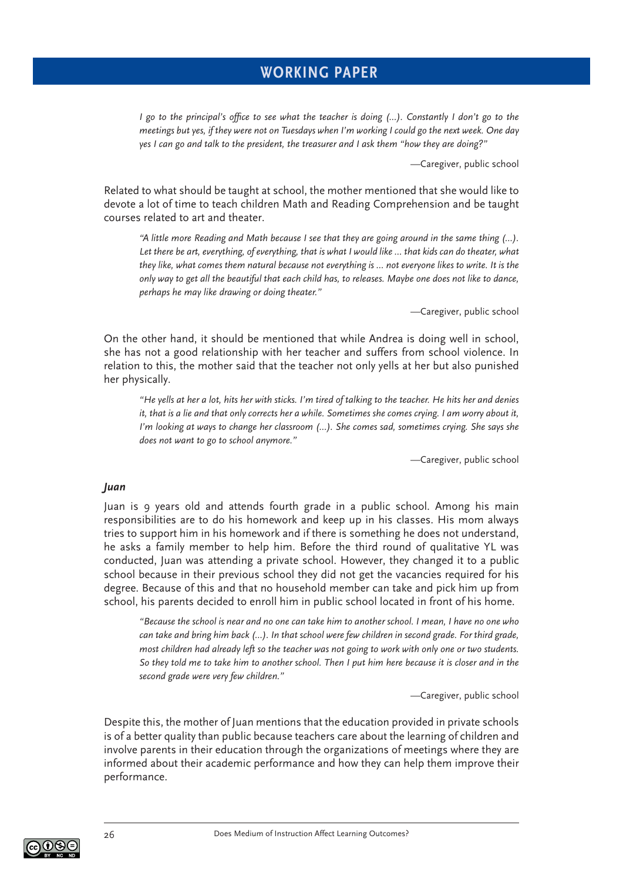*I go to the principal's office to see what the teacher is doing (...). Constantly I don't go to the meetings but yes, if they were not on Tuesdays when I'm working I could go the next week. One day yes I can go and talk to the president, the treasurer and I ask them "how they are doing?"*

—Caregiver, public school

Related to what should be taught at school, the mother mentioned that she would like to devote a lot of time to teach children Math and Reading Comprehension and be taught courses related to art and theater.

*"A little more Reading and Math because I see that they are going around in the same thing (...). Let there be art, everything, of everything, that is what I would like ... that kids can do theater, what they like, what comes them natural because not everything is ... not everyone likes to write. It is the only way to get all the beautiful that each child has, to releases. Maybe one does not like to dance, perhaps he may like drawing or doing theater."*

—Caregiver, public school

On the other hand, it should be mentioned that while Andrea is doing well in school, she has not a good relationship with her teacher and suffers from school violence. In relation to this, the mother said that the teacher not only yells at her but also punished her physically.

*"He yells at her a lot, hits her with sticks. I'm tired of talking to the teacher. He hits her and denies it, that is a lie and that only corrects her a while. Sometimes she comes crying. I am worry about it, I'm looking at ways to change her classroom (...). She comes sad, sometimes crying. She says she does not want to go to school anymore."*

—Caregiver, public school

#### *Juan*

Juan is 9 years old and attends fourth grade in a public school. Among his main responsibilities are to do his homework and keep up in his classes. His mom always tries to support him in his homework and if there is something he does not understand, he asks a family member to help him. Before the third round of qualitative YL was conducted, Juan was attending a private school. However, they changed it to a public school because in their previous school they did not get the vacancies required for his degree. Because of this and that no household member can take and pick him up from school, his parents decided to enroll him in public school located in front of his home.

*"Because the school is near and no one can take him to another school. I mean, I have no one who can take and bring him back (...). In that school were few children in second grade. For third grade, most children had already left so the teacher was not going to work with only one or two students. So they told me to take him to another school. Then I put him here because it is closer and in the second grade were very few children."*

—Caregiver, public school

Despite this, the mother of Juan mentions that the education provided in private schools is of a better quality than public because teachers care about the learning of children and involve parents in their education through the organizations of meetings where they are informed about their academic performance and how they can help them improve their performance.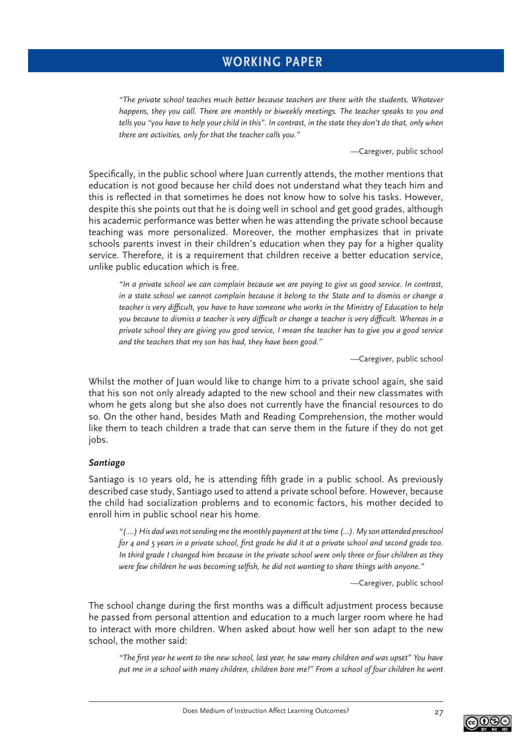*"The private school teaches much better because teachers are there with the students. Whatever happens, they you call. There are monthly or biweekly meetings. The teacher speaks to you and tells you "you have to help your child in this". In contrast, in the state they don't do that, only when there are activities, only for that the teacher calls you."*

—Caregiver, public school

Specifically, in the public school where Juan currently attends, the mother mentions that education is not good because her child does not understand what they teach him and this is reflected in that sometimes he does not know how to solve his tasks. However, despite this she points out that he is doing well in school and get good grades, although his academic performance was better when he was attending the private school because teaching was more personalized. Moreover, the mother emphasizes that in private schools parents invest in their children's education when they pay for a higher quality service. Therefore, it is a requirement that children receive a better education service, unlike public education which is free.

*"In a private school we can complain because we are paying to give us good service. In contrast, in a state school we cannot complain because it belong to the State and to dismiss or change a teacher is very difficult, you have to have someone who works in the Ministry of Education to help you because to dismiss a teacher is very difficult or change a teacher is very difficult. Whereas in a private school they are giving you good service, I mean the teacher has to give you a good service and the teachers that my son has had, they have been good."*

—Caregiver, public school

Whilst the mother of Juan would like to change him to a private school again, she said that his son not only already adapted to the new school and their new classmates with whom he gets along but she also does not currently have the financial resources to do so. On the other hand, besides Math and Reading Comprehension, the mother would like them to teach children a trade that can serve them in the future if they do not get jobs.

***Santiago***

Santiago is 10 years old, he is attending fifth grade in a public school. As previously described case study, Santiago used to attend a private school before. However, because the child had socialization problems and to economic factors, his mother decided to enroll him in public school near his home.

*"(....) His dad was not sending me the monthly payment at the time (...). My son attended preschool for 4 and 5 years in a private school, first grade he did it at a private school and second grade too. In third grade I changed him because in the private school were only three or four children as they were few children he was becoming selfish, he did not wanting to share things with anyone."*

—Caregiver, public school

The school change during the first months was a difficult adjustment process because he passed from personal attention and education to a much larger room where he had to interact with more children. When asked about how well her son adapt to the new school, the mother said:

*"The first year he went to the new school, last year, he saw many children and was upset" You have put me in a school with many children, children bore me!" From a school of four children he went*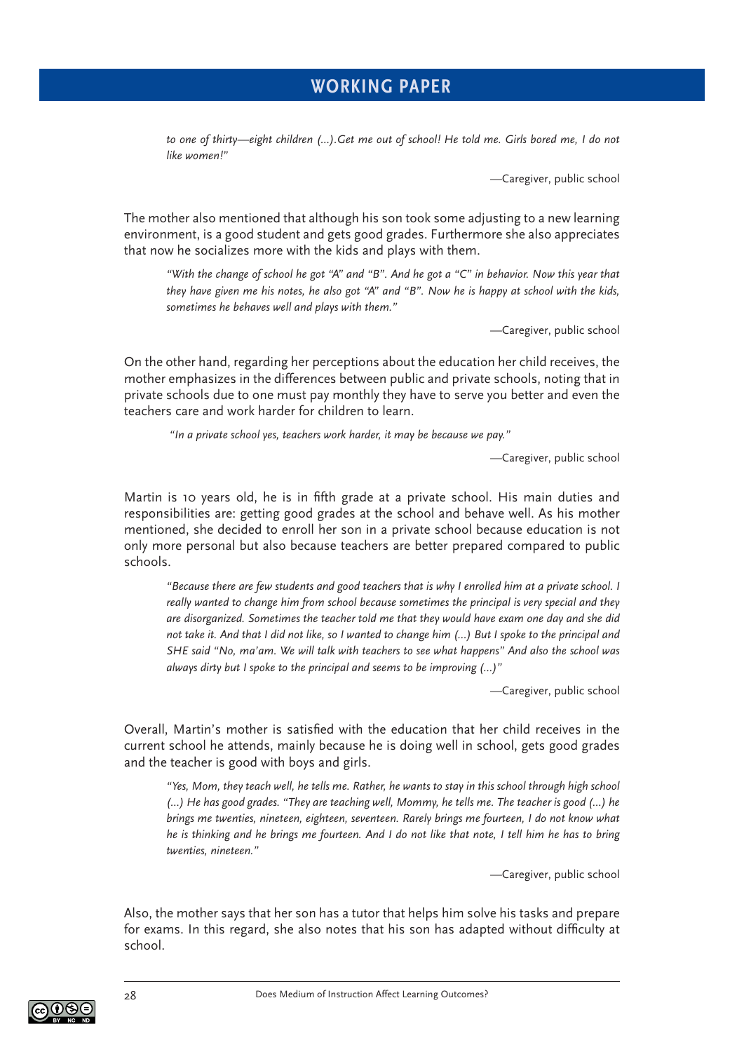> *to one of thirty—eight children (...).Get me out of school! He told me. Girls bored me, I do not like women!"*
>
> —Caregiver, public school

The mother also mentioned that although his son took some adjusting to a new learning environment, is a good student and gets good grades. Furthermore she also appreciates that now he socializes more with the kids and plays with them.

> *"With the change of school he got "A" and "B". And he got a "C" in behavior. Now this year that they have given me his notes, he also got "A" and "B". Now he is happy at school with the kids, sometimes he behaves well and plays with them."*
>
> —Caregiver, public school

On the other hand, regarding her perceptions about the education her child receives, the mother emphasizes in the differences between public and private schools, noting that in private schools due to one must pay monthly they have to serve you better and even the teachers care and work harder for children to learn.

> *"In a private school yes, teachers work harder, it may be because we pay."*
>
> —Caregiver, public school

Martin is 10 years old, he is in fifth grade at a private school. His main duties and responsibilities are: getting good grades at the school and behave well. As his mother mentioned, she decided to enroll her son in a private school because education is not only more personal but also because teachers are better prepared compared to public schools.

> *"Because there are few students and good teachers that is why I enrolled him at a private school. I really wanted to change him from school because sometimes the principal is very special and they are disorganized. Sometimes the teacher told me that they would have exam one day and she did not take it. And that I did not like, so I wanted to change him (...) But I spoke to the principal and SHE said "No, ma'am. We will talk with teachers to see what happens" And also the school was always dirty but I spoke to the principal and seems to be improving (...)"*
>
> —Caregiver, public school

Overall, Martin's mother is satisfied with the education that her child receives in the current school he attends, mainly because he is doing well in school, gets good grades and the teacher is good with boys and girls.

> *"Yes, Mom, they teach well, he tells me. Rather, he wants to stay in this school through high school (...) He has good grades. "They are teaching well, Mommy, he tells me. The teacher is good (...) he brings me twenties, nineteen, eighteen, seventeen. Rarely brings me fourteen, I do not know what he is thinking and he brings me fourteen. And I do not like that note, I tell him he has to bring twenties, nineteen."*
>
> —Caregiver, public school

Also, the mother says that her son has a tutor that helps him solve his tasks and prepare for exams. In this regard, she also notes that his son has adapted without difficulty at school.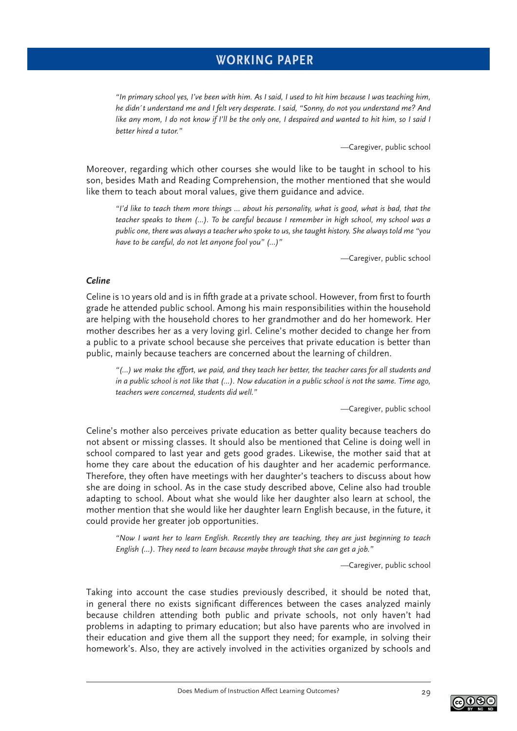> *"In primary school yes, I've been with him. As I said, I used to hit him because I was teaching him, he didn´t understand me and I felt very desperate. I said, "Sonny, do not you understand me? And like any mom, I do not know if I'll be the only one, I despaired and wanted to hit him, so I said I better hired a tutor."*
>
> —Caregiver, public school

Moreover, regarding which other courses she would like to be taught in school to his son, besides Math and Reading Comprehension, the mother mentioned that she would like them to teach about moral values, give them guidance and advice.

> *"I'd like to teach them more things ... about his personality, what is good, what is bad, that the teacher speaks to them (...). To be careful because I remember in high school, my school was a public one, there was always a teacher who spoke to us, she taught history. She always told me "you have to be careful, do not let anyone fool you" (...)"*
>
> —Caregiver, public school

***Celine***

Celine is 10 years old and is in fifth grade at a private school. However, from first to fourth grade he attended public school. Among his main responsibilities within the household are helping with the household chores to her grandmother and do her homework. Her mother describes her as a very loving girl. Celine's mother decided to change her from a public to a private school because she perceives that private education is better than public, mainly because teachers are concerned about the learning of children.

> *"(...) we make the effort, we paid, and they teach her better, the teacher cares for all students and in a public school is not like that (...). Now education in a public school is not the same. Time ago, teachers were concerned, students did well."*
>
> —Caregiver, public school

Celine's mother also perceives private education as better quality because teachers do not absent or missing classes. It should also be mentioned that Celine is doing well in school compared to last year and gets good grades. Likewise, the mother said that at home they care about the education of his daughter and her academic performance. Therefore, they often have meetings with her daughter's teachers to discuss about how she are doing in school. As in the case study described above, Celine also had trouble adapting to school. About what she would like her daughter also learn at school, the mother mention that she would like her daughter learn English because, in the future, it could provide her greater job opportunities.

> *"Now I want her to learn English. Recently they are teaching, they are just beginning to teach English (...). They need to learn because maybe through that she can get a job."*
>
> —Caregiver, public school

Taking into account the case studies previously described, it should be noted that, in general there no exists significant differences between the cases analyzed mainly because children attending both public and private schools, not only haven't had problems in adapting to primary education; but also have parents who are involved in their education and give them all the support they need; for example, in solving their homework's. Also, they are actively involved in the activities organized by schools and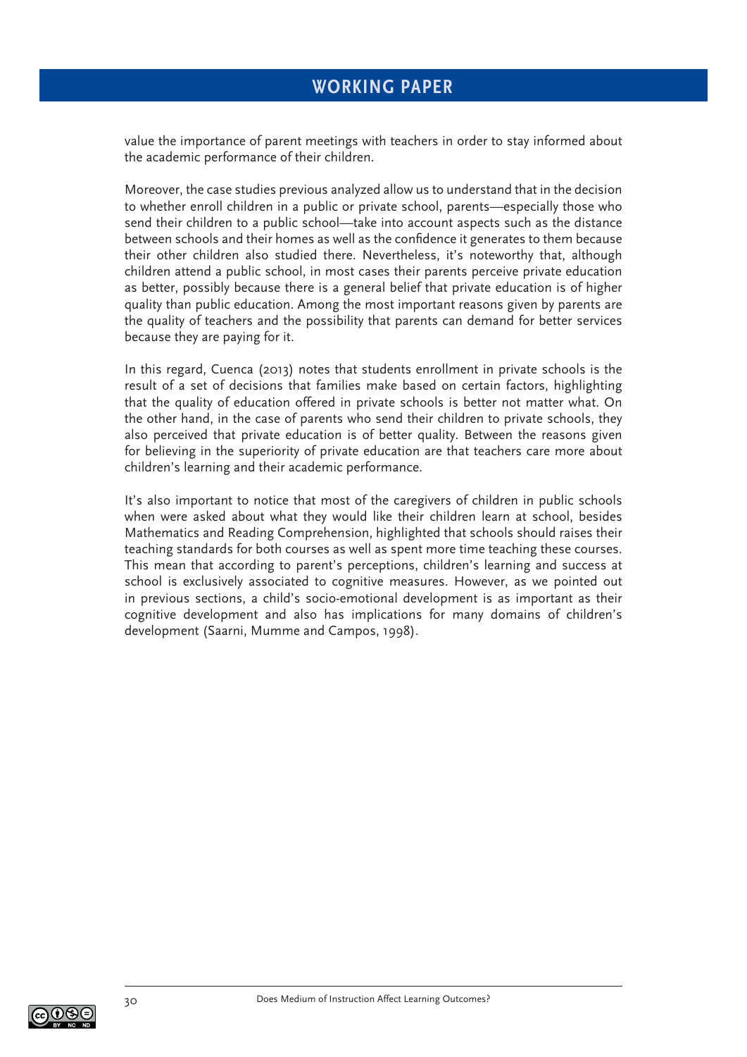value the importance of parent meetings with teachers in order to stay informed about the academic performance of their children.

Moreover, the case studies previous analyzed allow us to understand that in the decision to whether enroll children in a public or private school, parents—especially those who send their children to a public school—take into account aspects such as the distance between schools and their homes as well as the confidence it generates to them because their other children also studied there. Nevertheless, it's noteworthy that, although children attend a public school, in most cases their parents perceive private education as better, possibly because there is a general belief that private education is of higher quality than public education. Among the most important reasons given by parents are the quality of teachers and the possibility that parents can demand for better services because they are paying for it.

In this regard, Cuenca (2013) notes that students enrollment in private schools is the result of a set of decisions that families make based on certain factors, highlighting that the quality of education offered in private schools is better not matter what. On the other hand, in the case of parents who send their children to private schools, they also perceived that private education is of better quality. Between the reasons given for believing in the superiority of private education are that teachers care more about children's learning and their academic performance.

It's also important to notice that most of the caregivers of children in public schools when were asked about what they would like their children learn at school, besides Mathematics and Reading Comprehension, highlighted that schools should raises their teaching standards for both courses as well as spent more time teaching these courses. This mean that according to parent's perceptions, children's learning and success at school is exclusively associated to cognitive measures. However, as we pointed out in previous sections, a child's socio-emotional development is as important as their cognitive development and also has implications for many domains of children's development (Saarni, Mumme and Campos, 1998).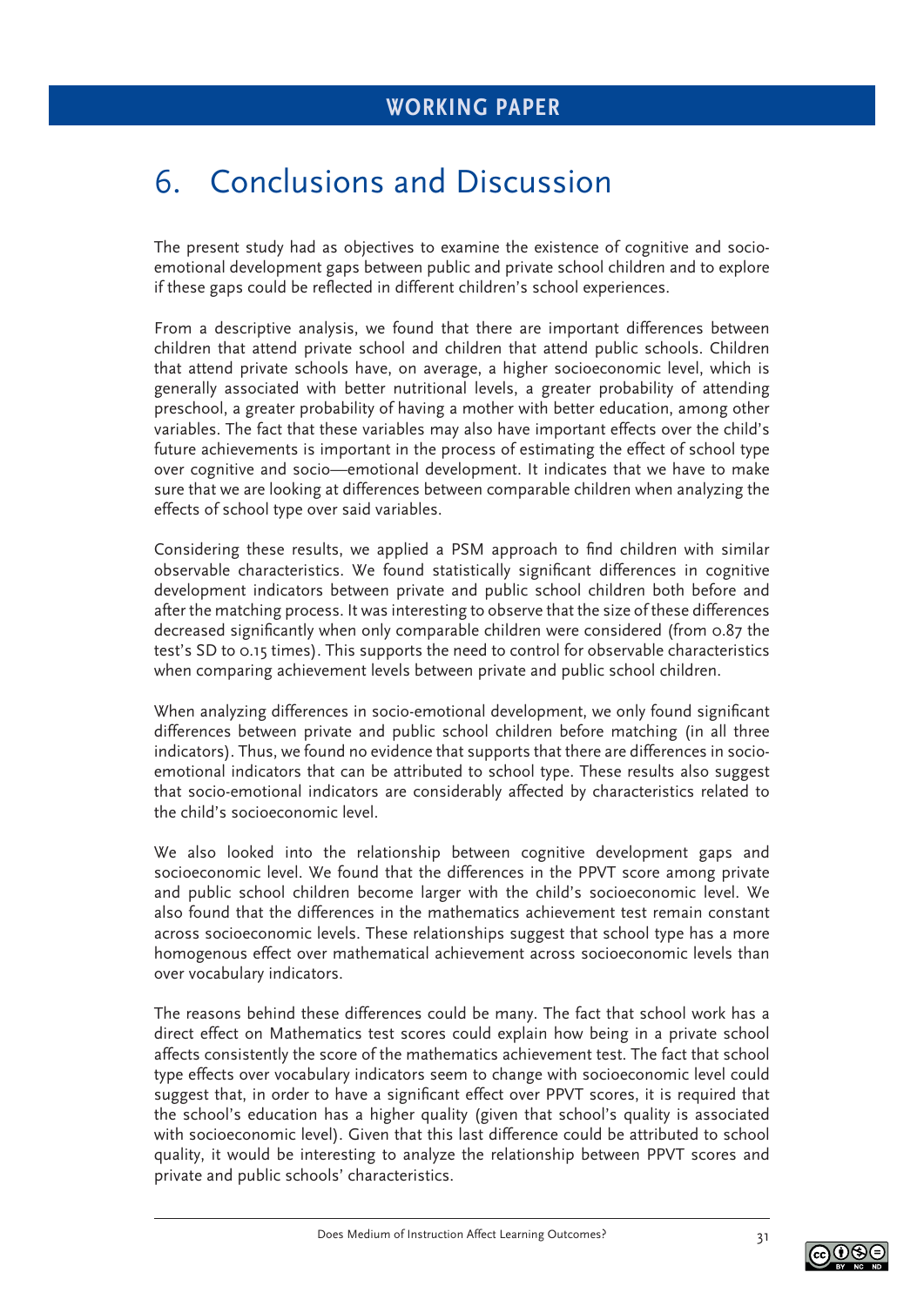# 6. Conclusions and Discussion

The present study had as objectives to examine the existence of cognitive and socio-emotional development gaps between public and private school children and to explore if these gaps could be reflected in different children's school experiences.

From a descriptive analysis, we found that there are important differences between children that attend private school and children that attend public schools. Children that attend private schools have, on average, a higher socioeconomic level, which is generally associated with better nutritional levels, a greater probability of attending preschool, a greater probability of having a mother with better education, among other variables. The fact that these variables may also have important effects over the child's future achievements is important in the process of estimating the effect of school type over cognitive and socio—emotional development. It indicates that we have to make sure that we are looking at differences between comparable children when analyzing the effects of school type over said variables.

Considering these results, we applied a PSM approach to find children with similar observable characteristics. We found statistically significant differences in cognitive development indicators between private and public school children both before and after the matching process. It was interesting to observe that the size of these differences decreased significantly when only comparable children were considered (from 0.87 the test's SD to 0.15 times). This supports the need to control for observable characteristics when comparing achievement levels between private and public school children.

When analyzing differences in socio-emotional development, we only found significant differences between private and public school children before matching (in all three indicators). Thus, we found no evidence that supports that there are differences in socio-emotional indicators that can be attributed to school type. These results also suggest that socio-emotional indicators are considerably affected by characteristics related to the child's socioeconomic level.

We also looked into the relationship between cognitive development gaps and socioeconomic level. We found that the differences in the PPVT score among private and public school children become larger with the child's socioeconomic level. We also found that the differences in the mathematics achievement test remain constant across socioeconomic levels. These relationships suggest that school type has a more homogenous effect over mathematical achievement across socioeconomic levels than over vocabulary indicators.

The reasons behind these differences could be many. The fact that school work has a direct effect on Mathematics test scores could explain how being in a private school affects consistently the score of the mathematics achievement test. The fact that school type effects over vocabulary indicators seem to change with socioeconomic level could suggest that, in order to have a significant effect over PPVT scores, it is required that the school's education has a higher quality (given that school's quality is associated with socioeconomic level). Given that this last difference could be attributed to school quality, it would be interesting to analyze the relationship between PPVT scores and private and public schools' characteristics.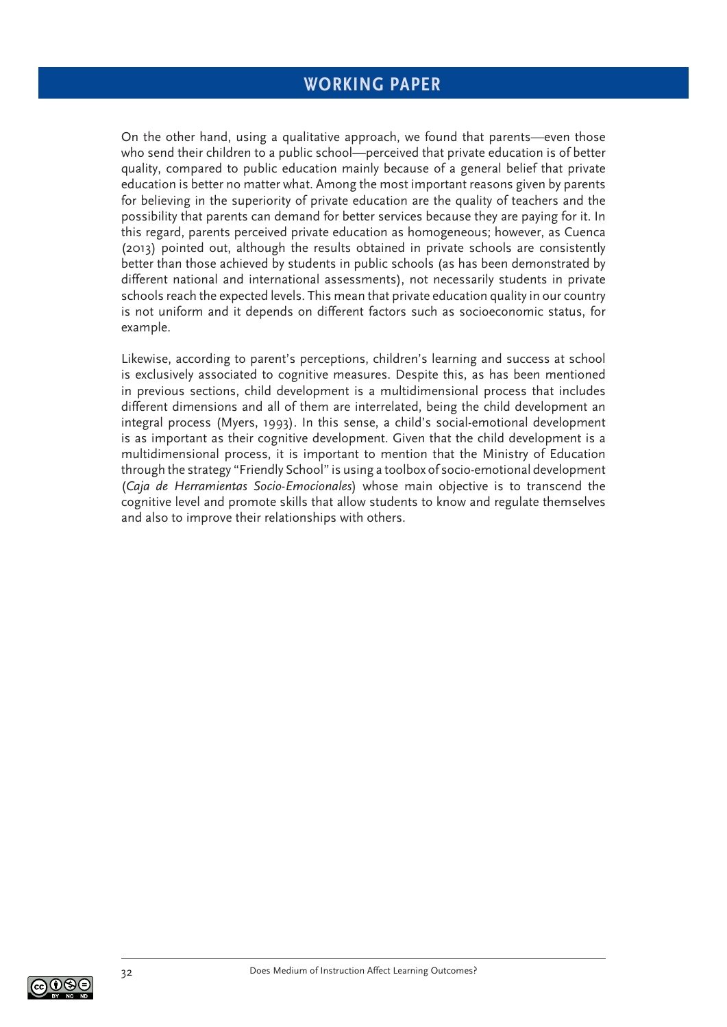On the other hand, using a qualitative approach, we found that parents—even those who send their children to a public school—perceived that private education is of better quality, compared to public education mainly because of a general belief that private education is better no matter what. Among the most important reasons given by parents for believing in the superiority of private education are the quality of teachers and the possibility that parents can demand for better services because they are paying for it. In this regard, parents perceived private education as homogeneous; however, as Cuenca (2013) pointed out, although the results obtained in private schools are consistently better than those achieved by students in public schools (as has been demonstrated by different national and international assessments), not necessarily students in private schools reach the expected levels. This mean that private education quality in our country is not uniform and it depends on different factors such as socioeconomic status, for example.

Likewise, according to parent's perceptions, children's learning and success at school is exclusively associated to cognitive measures. Despite this, as has been mentioned in previous sections, child development is a multidimensional process that includes different dimensions and all of them are interrelated, being the child development an integral process (Myers, 1993). In this sense, a child's social-emotional development is as important as their cognitive development. Given that the child development is a multidimensional process, it is important to mention that the Ministry of Education through the strategy "Friendly School" is using a toolbox of socio-emotional development (*Caja de Herramientas Socio-Emocionales*) whose main objective is to transcend the cognitive level and promote skills that allow students to know and regulate themselves and also to improve their relationships with others.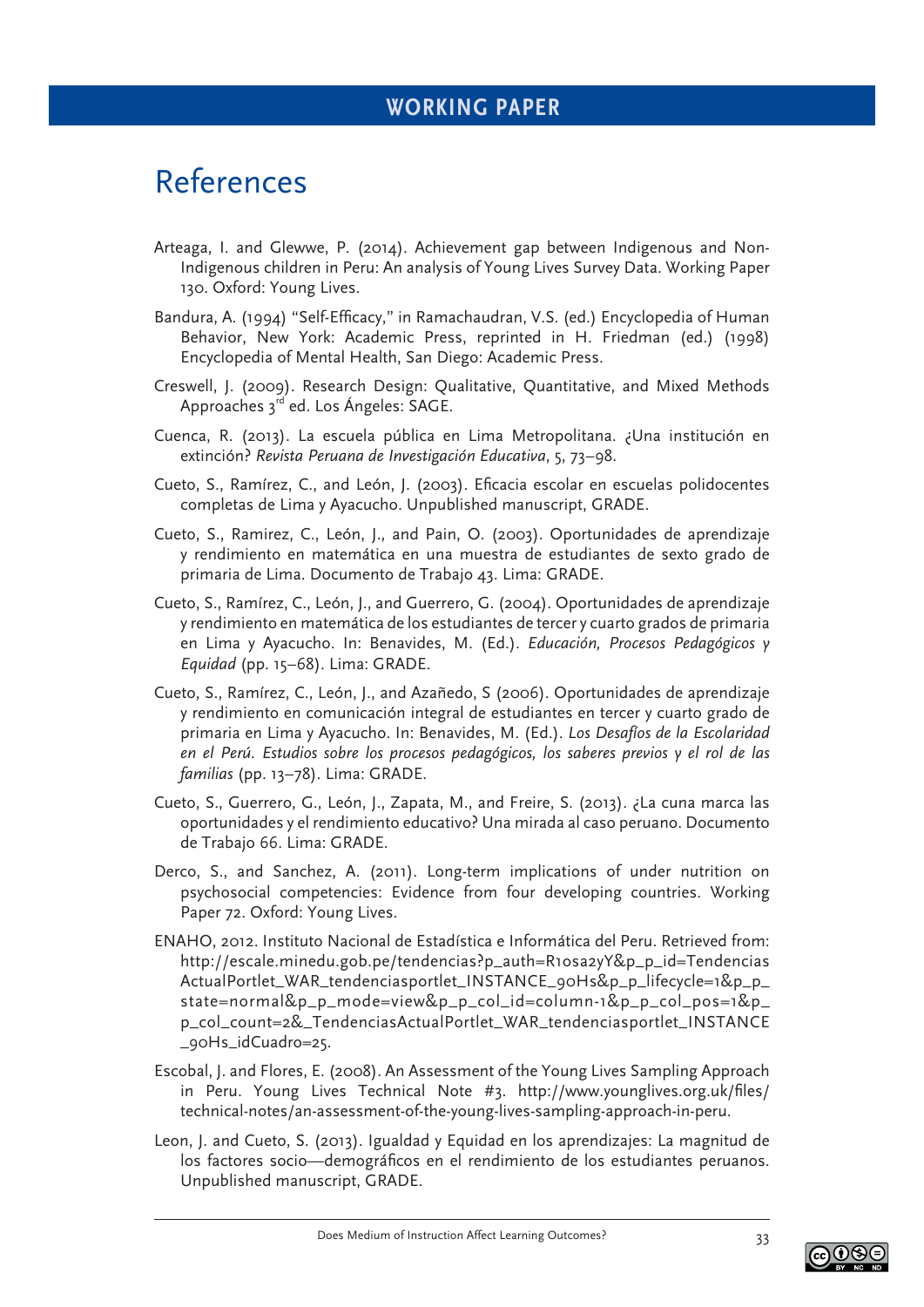# References

Arteaga, I. and Glewwe, P. (2014). Achievement gap between Indigenous and Non-Indigenous children in Peru: An analysis of Young Lives Survey Data. Working Paper 130. Oxford: Young Lives.

Bandura, A. (1994) "Self-Efficacy," in Ramachaudran, V.S. (ed.) Encyclopedia of Human Behavior, New York: Academic Press, reprinted in H. Friedman (ed.) (1998) Encyclopedia of Mental Health, San Diego: Academic Press.

Creswell, J. (2009). Research Design: Qualitative, Quantitative, and Mixed Methods Approaches 3rd ed. Los Ángeles: SAGE.

Cuenca, R. (2013). La escuela pública en Lima Metropolitana. ¿Una institución en extinción? *Revista Peruana de Investigación Educativa*, 5, 73–98.

Cueto, S., Ramírez, C., and León, J. (2003). Eficacia escolar en escuelas polidocentes completas de Lima y Ayacucho. Unpublished manuscript, GRADE.

Cueto, S., Ramirez, C., León, J., and Pain, O. (2003). Oportunidades de aprendizaje y rendimiento en matemática en una muestra de estudiantes de sexto grado de primaria de Lima. Documento de Trabajo 43. Lima: GRADE.

Cueto, S., Ramírez, C., León, J., and Guerrero, G. (2004). Oportunidades de aprendizaje y rendimiento en matemática de los estudiantes de tercer y cuarto grados de primaria en Lima y Ayacucho. In: Benavides, M. (Ed.). *Educación, Procesos Pedagógicos y Equidad* (pp. 15–68). Lima: GRADE.

Cueto, S., Ramírez, C., León, J., and Azañedo, S (2006). Oportunidades de aprendizaje y rendimiento en comunicación integral de estudiantes en tercer y cuarto grado de primaria en Lima y Ayacucho. In: Benavides, M. (Ed.). *Los Desafíos de la Escolaridad en el Perú. Estudios sobre los procesos pedagógicos, los saberes previos y el rol de las familias* (pp. 13–78). Lima: GRADE.

Cueto, S., Guerrero, G., León, J., Zapata, M., and Freire, S. (2013). ¿La cuna marca las oportunidades y el rendimiento educativo? Una mirada al caso peruano. Documento de Trabajo 66. Lima: GRADE.

Derco, S., and Sanchez, A. (2011). Long-term implications of under nutrition on psychosocial competencies: Evidence from four developing countries. Working Paper 72. Oxford: Young Lives.

ENAHO, 2012. Instituto Nacional de Estadística e Informática del Peru. Retrieved from: http://escale.minedu.gob.pe/tendencias?p_auth=R1osa2yY&p_p_id=TendenciasActualPortlet_WAR_tendenciasportlet_INSTANCE_90Hs&p_p_lifecycle=1&p_p_state=normal&p_p_mode=view&p_p_col_id=column-1&p_p_col_pos=1&p_p_col_count=2&_TendenciasActualPortlet_WAR_tendenciasportlet_INSTANCE_90Hs_idCuadro=25.

Escobal, J. and Flores, E. (2008). An Assessment of the Young Lives Sampling Approach in Peru. Young Lives Technical Note #3. http://www.younglives.org.uk/files/technical-notes/an-assessment-of-the-young-lives-sampling-approach-in-peru.

Leon, J. and Cueto, S. (2013). Igualdad y Equidad en los aprendizajes: La magnitud de los factores socio—demográficos en el rendimiento de los estudiantes peruanos. Unpublished manuscript, GRADE.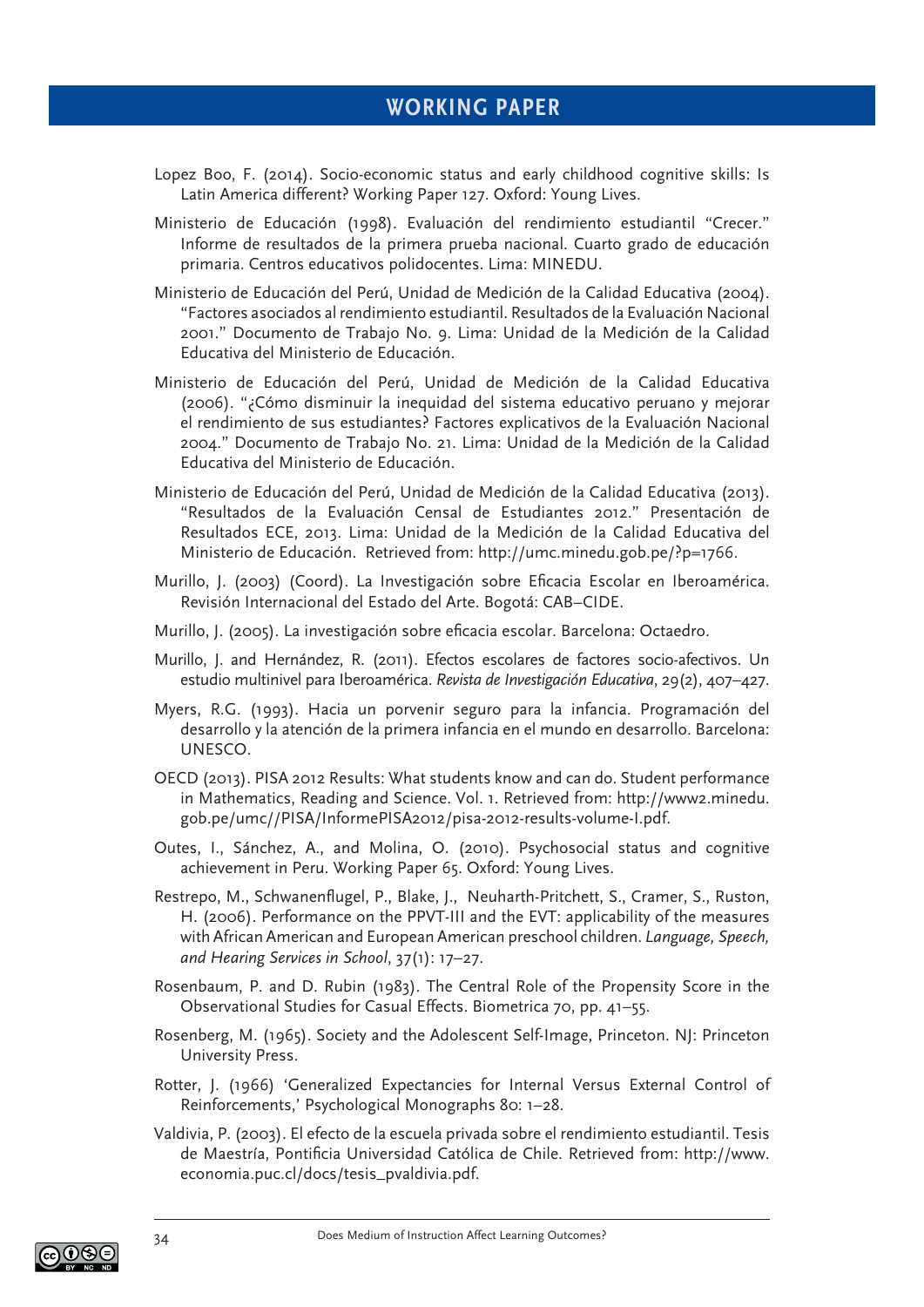Lopez Boo, F. (2014). Socio-economic status and early childhood cognitive skills: Is Latin America different? Working Paper 127. Oxford: Young Lives.

Ministerio de Educación (1998). Evaluación del rendimiento estudiantil "Crecer." Informe de resultados de la primera prueba nacional. Cuarto grado de educación primaria. Centros educativos polidocentes. Lima: MINEDU.

Ministerio de Educación del Perú, Unidad de Medición de la Calidad Educativa (2004). "Factores asociados al rendimiento estudiantil. Resultados de la Evaluación Nacional 2001." Documento de Trabajo No. 9. Lima: Unidad de la Medición de la Calidad Educativa del Ministerio de Educación.

Ministerio de Educación del Perú, Unidad de Medición de la Calidad Educativa (2006). "¿Cómo disminuir la inequidad del sistema educativo peruano y mejorar el rendimiento de sus estudiantes? Factores explicativos de la Evaluación Nacional 2004." Documento de Trabajo No. 21. Lima: Unidad de la Medición de la Calidad Educativa del Ministerio de Educación.

Ministerio de Educación del Perú, Unidad de Medición de la Calidad Educativa (2013). "Resultados de la Evaluación Censal de Estudiantes 2012." Presentación de Resultados ECE, 2013. Lima: Unidad de la Medición de la Calidad Educativa del Ministerio de Educación. Retrieved from: http://umc.minedu.gob.pe/?p=1766.

Murillo, J. (2003) (Coord). La Investigación sobre Eficacia Escolar en Iberoamérica. Revisión Internacional del Estado del Arte. Bogotá: CAB–CIDE.

Murillo, J. (2005). La investigación sobre eficacia escolar. Barcelona: Octaedro.

Murillo, J. and Hernández, R. (2011). Efectos escolares de factores socio-afectivos. Un estudio multinivel para Iberoamérica. *Revista de Investigación Educativa*, 29(2), 407–427.

Myers, R.G. (1993). Hacia un porvenir seguro para la infancia. Programación del desarrollo y la atención de la primera infancia en el mundo en desarrollo. Barcelona: UNESCO.

OECD (2013). PISA 2012 Results: What students know and can do. Student performance in Mathematics, Reading and Science. Vol. 1. Retrieved from: http://www2.minedu.gob.pe/umc//PISA/InformePISA2012/pisa-2012-results-volume-I.pdf.

Outes, I., Sánchez, A., and Molina, O. (2010). Psychosocial status and cognitive achievement in Peru. Working Paper 65. Oxford: Young Lives.

Restrepo, M., Schwanenflugel, P., Blake, J., Neuharth-Pritchett, S., Cramer, S., Ruston, H. (2006). Performance on the PPVT-III and the EVT: applicability of the measures with African American and European American preschool children. *Language, Speech, and Hearing Services in School*, 37(1): 17–27.

Rosenbaum, P. and D. Rubin (1983). The Central Role of the Propensity Score in the Observational Studies for Casual Effects. Biometrica 70, pp. 41–55.

Rosenberg, M. (1965). Society and the Adolescent Self-Image, Princeton. NJ: Princeton University Press.

Rotter, J. (1966) 'Generalized Expectancies for Internal Versus External Control of Reinforcements,' Psychological Monographs 80: 1–28.

Valdivia, P. (2003). El efecto de la escuela privada sobre el rendimiento estudiantil. Tesis de Maestría, Pontificia Universidad Católica de Chile. Retrieved from: http://www.economia.puc.cl/docs/tesis_pvaldivia.pdf.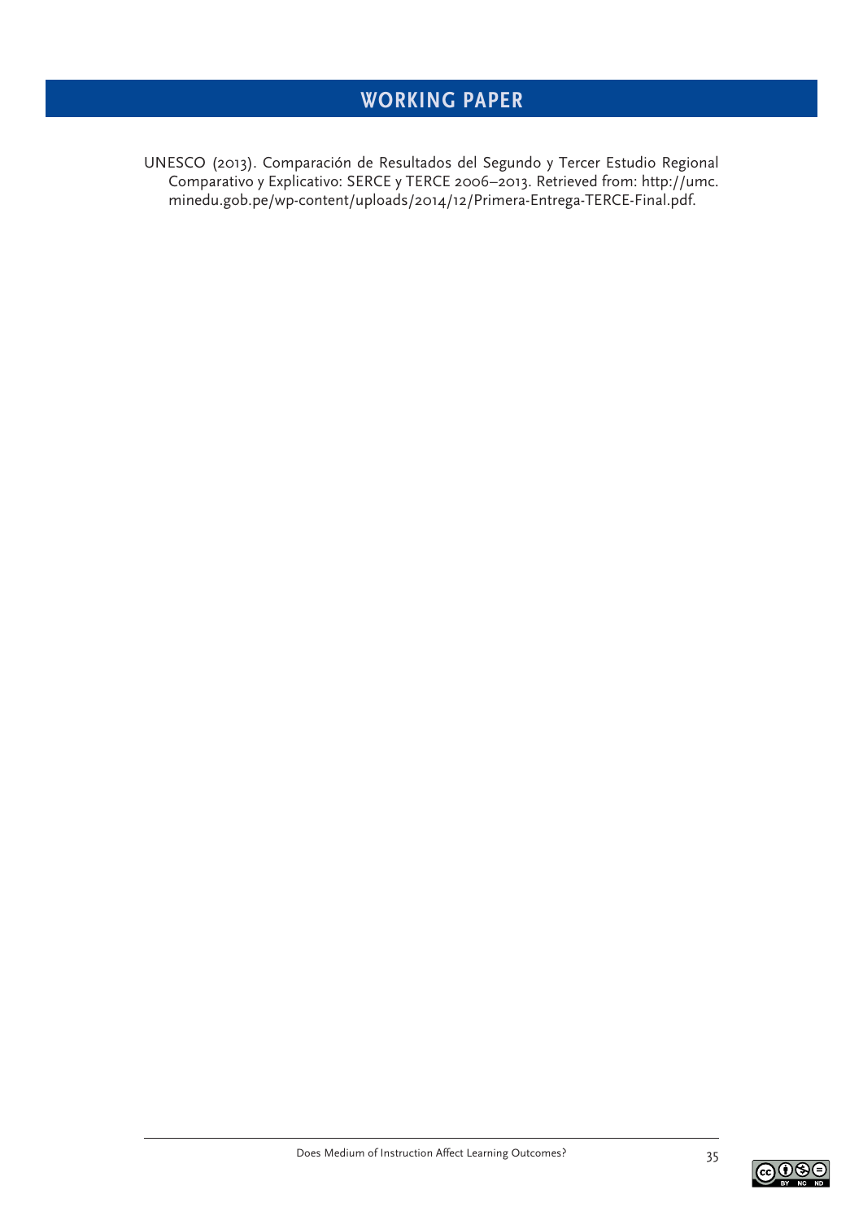UNESCO (2013). Comparación de Resultados del Segundo y Tercer Estudio Regional Comparativo y Explicativo: SERCE y TERCE 2006–2013. Retrieved from: http://umc.minedu.gob.pe/wp-content/uploads/2014/12/Primera-Entrega-TERCE-Final.pdf.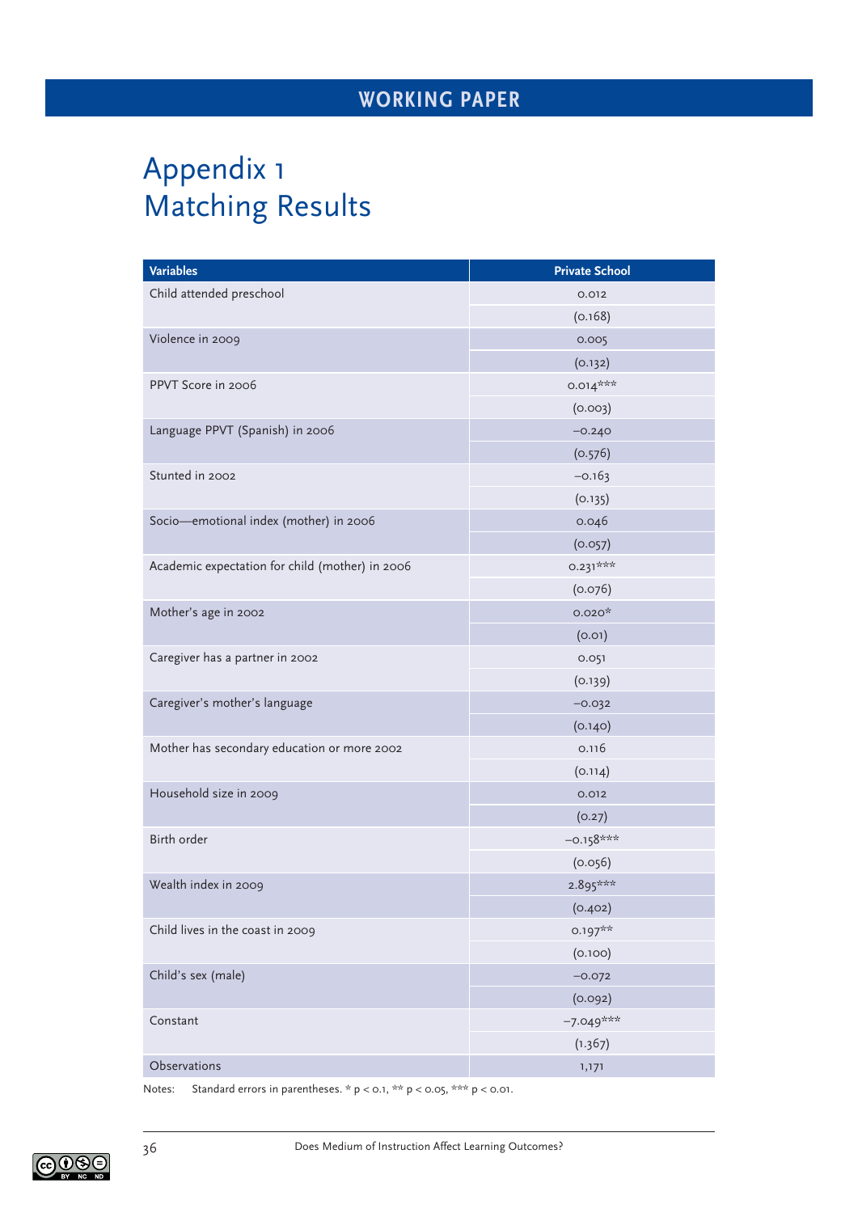# Appendix 1
# Matching Results

| Variables | Private School |
|---|---|
| Child attended preschool | 0.012 |
| | (0.168) |
| Violence in 2009 | 0.005 |
| | (0.132) |
| PPVT Score in 2006 | 0.014*** |
| | (0.003) |
| Language PPVT (Spanish) in 2006 | −0.240 |
| | (0.576) |
| Stunted in 2002 | −0.163 |
| | (0.135) |
| Socio—emotional index (mother) in 2006 | 0.046 |
| | (0.057) |
| Academic expectation for child (mother) in 2006 | 0.231*** |
| | (0.076) |
| Mother's age in 2002 | 0.020* |
| | (0.01) |
| Caregiver has a partner in 2002 | 0.051 |
| | (0.139) |
| Caregiver's mother's language | −0.032 |
| | (0.140) |
| Mother has secondary education or more 2002 | 0.116 |
| | (0.114) |
| Household size in 2009 | 0.012 |
| | (0.27) |
| Birth order | −0.158*** |
| | (0.056) |
| Wealth index in 2009 | 2.895*** |
| | (0.402) |
| Child lives in the coast in 2009 | 0.197** |
| | (0.100) |
| Child's sex (male) | −0.072 |
| | (0.092) |
| Constant | −7.049*** |
| | (1.367) |
| Observations | 1,171 |

Notes: Standard errors in parentheses. * $p < 0.1$, ** $p < 0.05$, *** $p < 0.01$.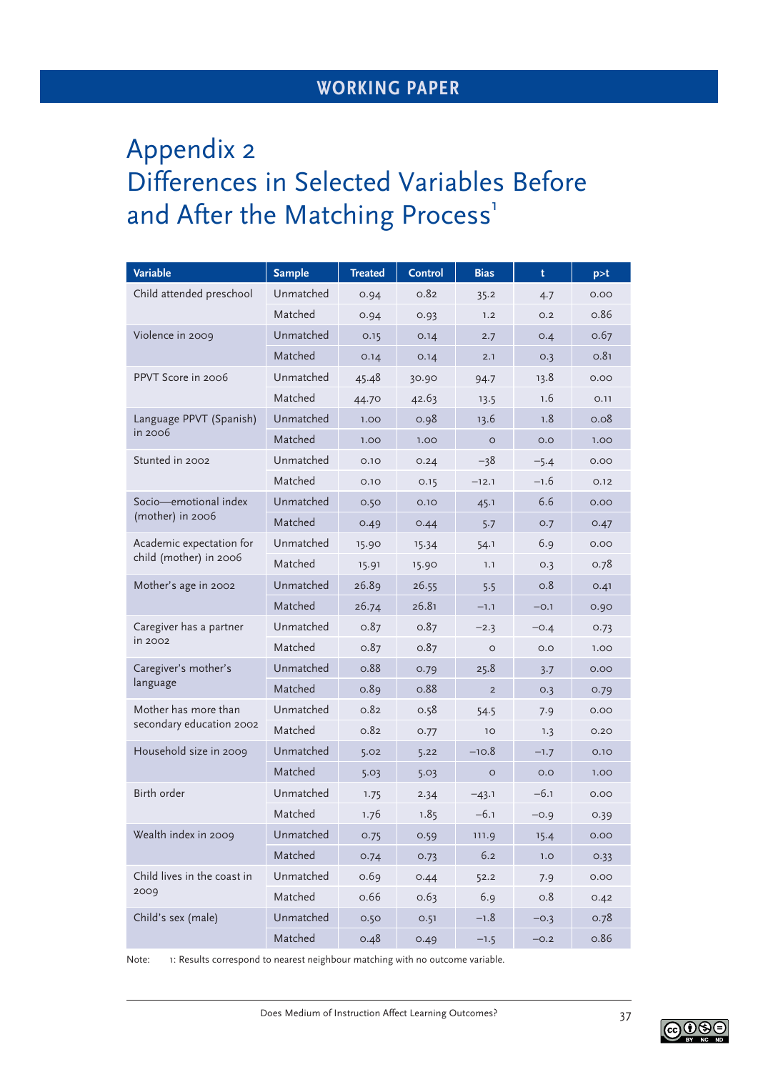# Appendix 2
# Differences in Selected Variables Before and After the Matching Process[1]

| Variable | Sample | Treated | Control | Bias | t | p>t |
|---|---|---|---|---|---|---|
| Child attended preschool | Unmatched | 0.94 | 0.82 | 35.2 | 4.7 | 0.00 |
| | Matched | 0.94 | 0.93 | 1.2 | 0.2 | 0.86 |
| Violence in 2009 | Unmatched | 0.15 | 0.14 | 2.7 | 0.4 | 0.67 |
| | Matched | 0.14 | 0.14 | 2.1 | 0.3 | 0.81 |
| PPVT Score in 2006 | Unmatched | 45.48 | 30.90 | 94.7 | 13.8 | 0.00 |
| | Matched | 44.70 | 42.63 | 13.5 | 1.6 | 0.11 |
| Language PPVT (Spanish) in 2006 | Unmatched | 1.00 | 0.98 | 13.6 | 1.8 | 0.08 |
| | Matched | 1.00 | 1.00 | 0 | 0.0 | 1.00 |
| Stunted in 2002 | Unmatched | 0.10 | 0.24 | −38 | −5.4 | 0.00 |
| | Matched | 0.10 | 0.15 | −12.1 | −1.6 | 0.12 |
| Socio—emotional index (mother) in 2006 | Unmatched | 0.50 | 0.10 | 45.1 | 6.6 | 0.00 |
| | Matched | 0.49 | 0.44 | 5.7 | 0.7 | 0.47 |
| Academic expectation for child (mother) in 2006 | Unmatched | 15.90 | 15.34 | 54.1 | 6.9 | 0.00 |
| | Matched | 15.91 | 15.90 | 1.1 | 0.3 | 0.78 |
| Mother's age in 2002 | Unmatched | 26.89 | 26.55 | 5.5 | 0.8 | 0.41 |
| | Matched | 26.74 | 26.81 | −1.1 | −0.1 | 0.90 |
| Caregiver has a partner in 2002 | Unmatched | 0.87 | 0.87 | −2.3 | −0.4 | 0.73 |
| | Matched | 0.87 | 0.87 | 0 | 0.0 | 1.00 |
| Caregiver's mother's language | Unmatched | 0.88 | 0.79 | 25.8 | 3.7 | 0.00 |
| | Matched | 0.89 | 0.88 | 2 | 0.3 | 0.79 |
| Mother has more than secondary education 2002 | Unmatched | 0.82 | 0.58 | 54.5 | 7.9 | 0.00 |
| | Matched | 0.82 | 0.77 | 10 | 1.3 | 0.20 |
| Household size in 2009 | Unmatched | 5.02 | 5.22 | −10.8 | −1.7 | 0.10 |
| | Matched | 5.03 | 5.03 | 0 | 0.0 | 1.00 |
| Birth order | Unmatched | 1.75 | 2.34 | −43.1 | −6.1 | 0.00 |
| | Matched | 1.76 | 1.85 | −6.1 | −0.9 | 0.39 |
| Wealth index in 2009 | Unmatched | 0.75 | 0.59 | 111.9 | 15.4 | 0.00 |
| | Matched | 0.74 | 0.73 | 6.2 | 1.0 | 0.33 |
| Child lives in the coast in 2009 | Unmatched | 0.69 | 0.44 | 52.2 | 7.9 | 0.00 |
| | Matched | 0.66 | 0.63 | 6.9 | 0.8 | 0.42 |
| Child's sex (male) | Unmatched | 0.50 | 0.51 | −1.8 | −0.3 | 0.78 |
| | Matched | 0.48 | 0.49 | −1.5 | −0.2 | 0.86 |

Note: 1: Results correspond to nearest neighbour matching with no outcome variable.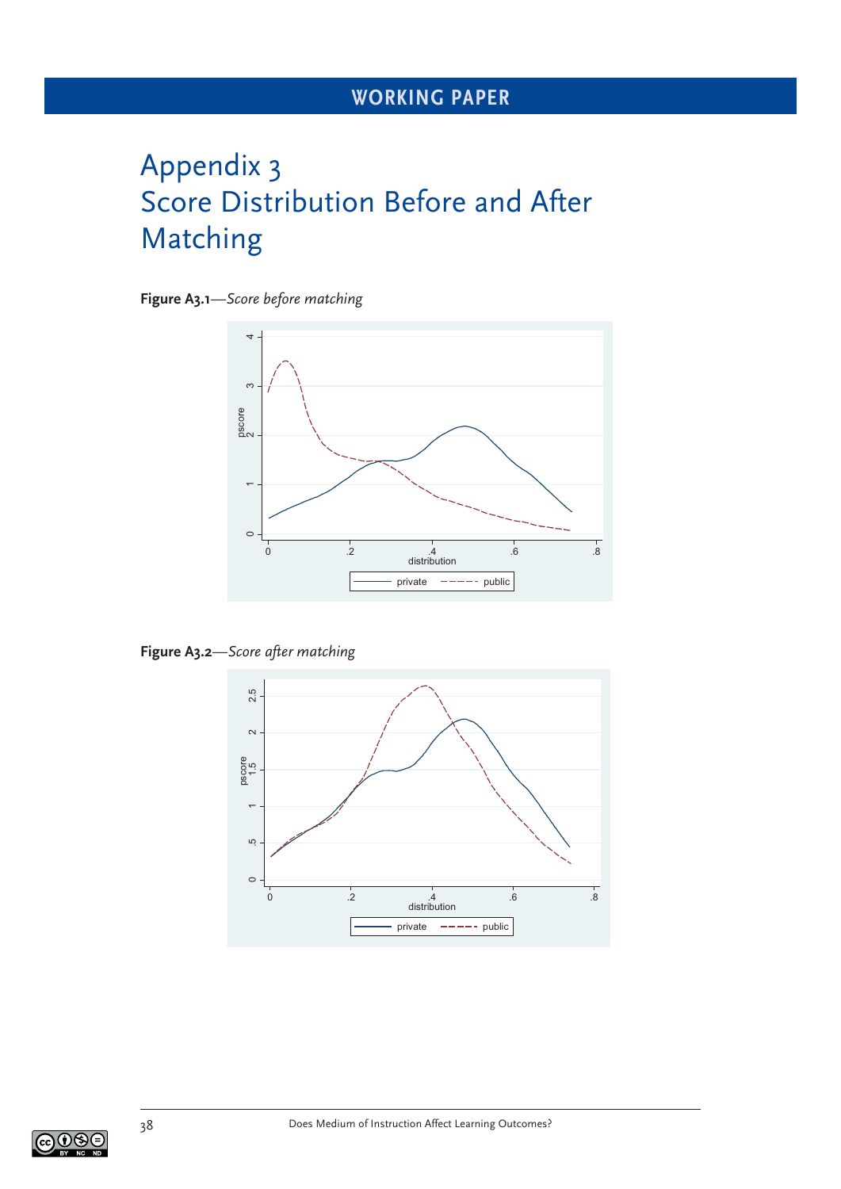# Appendix 3
# Score Distribution Before and After Matching

**Figure A3.1**—*Score before matching*

**Figure A3.2**—*Score after matching*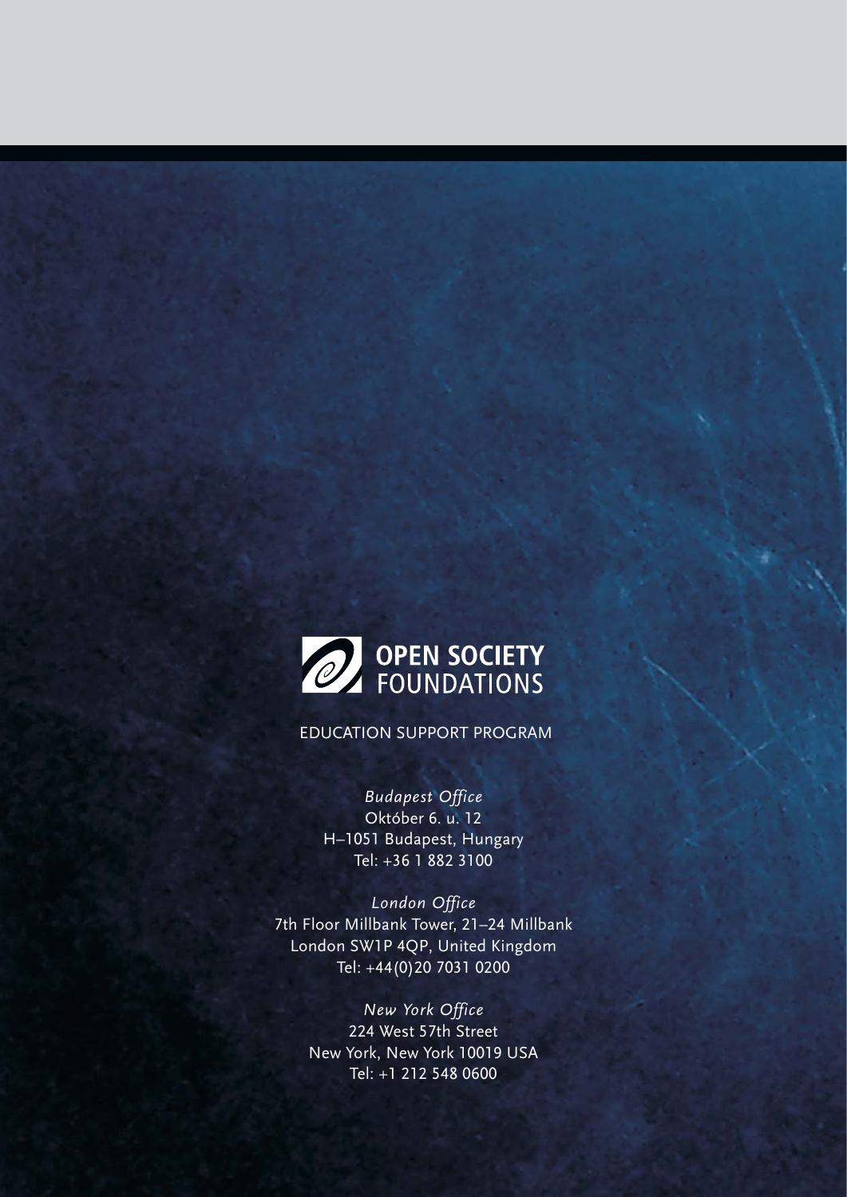**OPEN SOCIETY FOUNDATIONS**

EDUCATION SUPPORT PROGRAM

*Budapest Office*
Október 6. u. 12
H–1051 Budapest, Hungary
Tel: +36 1 882 3100

*London Office*
7th Floor Millbank Tower, 21–24 Millbank
London SW1P 4QP, United Kingdom
Tel: +44(0)20 7031 0200

*New York Office*
224 West 57th Street
New York, New York 10019 USA
Tel: +1 212 548 0600